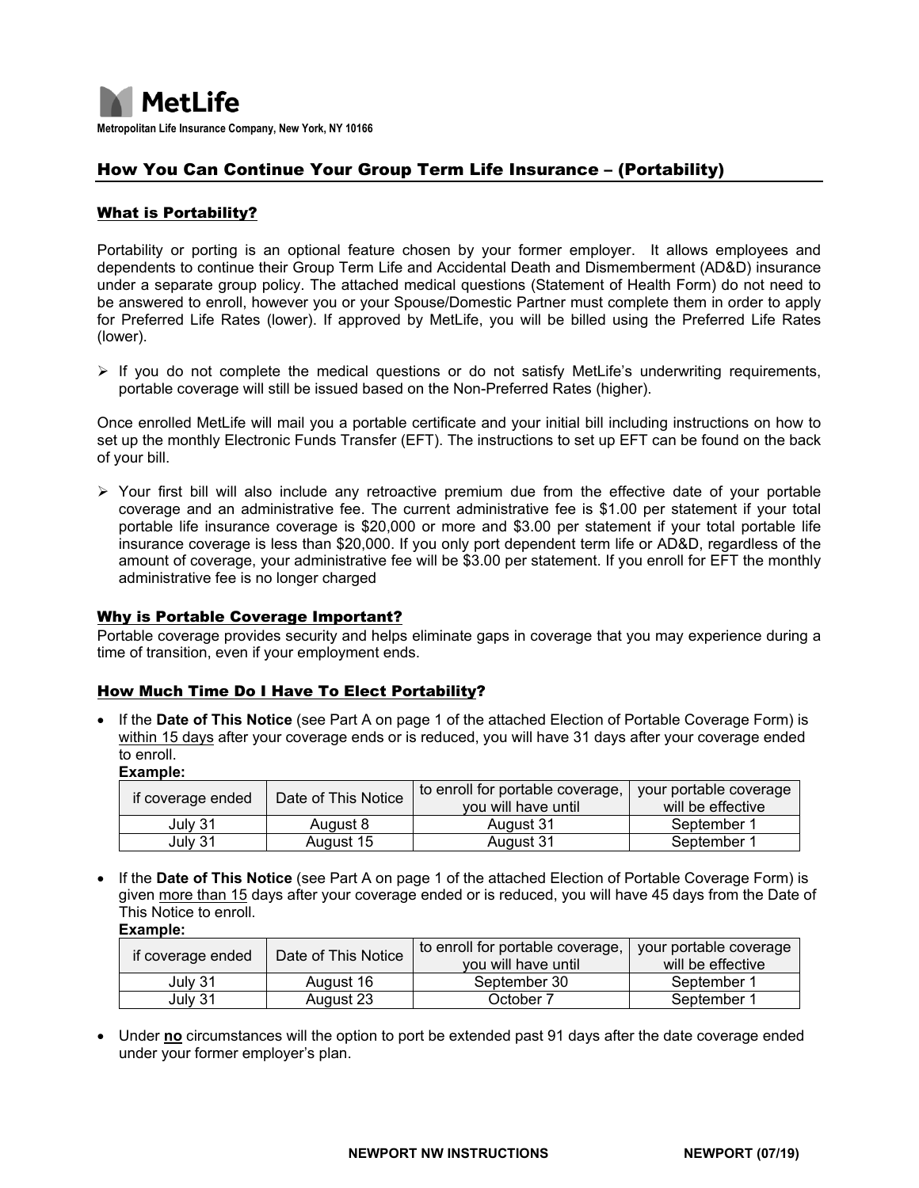MetLife

**Metropolitan Life Insurance Company, New York, NY 10166**

# How You Can Continue Your Group Term Life Insurance – (Portability)

## What is Portability?

Portability or porting is an optional feature chosen by your former employer. It allows employees and dependents to continue their Group Term Life and Accidental Death and Dismemberment (AD&D) insurance under a separate group policy. The attached medical questions (Statement of Health Form) do not need to be answered to enroll, however you or your Spouse/Domestic Partner must complete them in order to apply for Preferred Life Rates (lower). If approved by MetLife, you will be billed using the Preferred Life Rates (lower).

- If you do not complete the medical questions or do not satisfy MetLife's underwriting requirements, portable coverage will still be issued based on the Non-Preferred Rates (higher).

Once enrolled MetLife will mail you a portable certificate and your initial bill including instructions on how to set up the monthly Electronic Funds Transfer (EFT). The instructions to set up EFT can be found on the back of your bill.

- Your first bill will also include any retroactive premium due from the effective date of your portable coverage and an administrative fee. The current administrative fee is $1.00 per statement if your total portable life insurance coverage is $20,000 or more and $3.00 per statement if your total portable life insurance coverage is less than $20,000. If you only port dependent term life or AD&D, regardless of the amount of coverage, your administrative fee will be $3.00 per statement. If you enroll for EFT the monthly administrative fee is no longer charged

## Why is Portable Coverage Important?

Portable coverage provides security and helps eliminate gaps in coverage that you may experience during a time of transition, even if your employment ends.

## How Much Time Do I Have To Elect Portability?

- If the **Date of This Notice** (see Part A on page 1 of the attached Election of Portable Coverage Form) is within 15 days after your coverage ends or is reduced, you will have 31 days after your coverage ended to enroll.

**Example:**

| if coverage ended | Date of This Notice | to enroll for portable coverage, you will have until | your portable coverage will be effective |
|---|---|---|---|
| July 31 | August 8 | August 31 | September 1 |
| July 31 | August 15 | August 31 | September 1 |

- If the **Date of This Notice** (see Part A on page 1 of the attached Election of Portable Coverage Form) is given more than 15 days after your coverage ended or is reduced, you will have 45 days from the Date of This Notice to enroll.

**Example:**

| if coverage ended | Date of This Notice | to enroll for portable coverage, you will have until | your portable coverage will be effective |
|---|---|---|---|
| July 31 | August 16 | September 30 | September 1 |
| July 31 | August 23 | October 7 | September 1 |

- Under **no** circumstances will the option to port be extended past 91 days after the date coverage ended under your former employer's plan.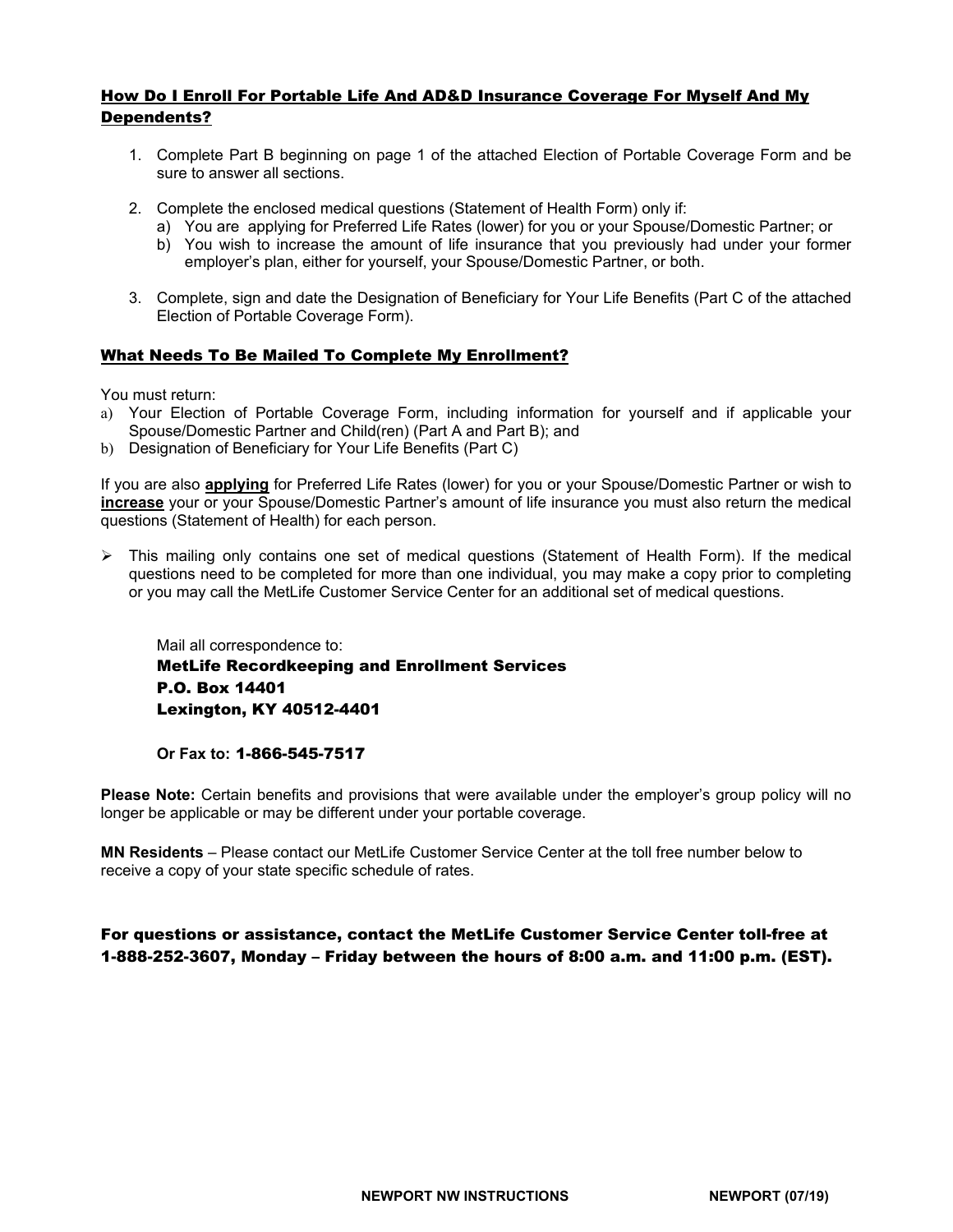## How Do I Enroll For Portable Life And AD&D Insurance Coverage For Myself And My Dependents?

1. Complete Part B beginning on page 1 of the attached Election of Portable Coverage Form and be sure to answer all sections.
2. Complete the enclosed medical questions (Statement of Health Form) only if:
   a) You are applying for Preferred Life Rates (lower) for you or your Spouse/Domestic Partner; or
   b) You wish to increase the amount of life insurance that you previously had under your former employer's plan, either for yourself, your Spouse/Domestic Partner, or both.
3. Complete, sign and date the Designation of Beneficiary for Your Life Benefits (Part C of the attached Election of Portable Coverage Form).

## What Needs To Be Mailed To Complete My Enrollment?

You must return:

a) Your Election of Portable Coverage Form, including information for yourself and if applicable your Spouse/Domestic Partner and Child(ren) (Part A and Part B); and
b) Designation of Beneficiary for Your Life Benefits (Part C)

If you are also **applying** for Preferred Life Rates (lower) for you or your Spouse/Domestic Partner or wish to **increase** your or your Spouse/Domestic Partner's amount of life insurance you must also return the medical questions (Statement of Health) for each person.

- This mailing only contains one set of medical questions (Statement of Health Form). If the medical questions need to be completed for more than one individual, you may make a copy prior to completing or you may call the MetLife Customer Service Center for an additional set of medical questions.

Mail all correspondence to:
**MetLife Recordkeeping and Enrollment Services**
**P.O. Box 14401**
**Lexington, KY 40512-4401**

**Or Fax to: 1-866-545-7517**

**Please Note:** Certain benefits and provisions that were available under the employer's group policy will no longer be applicable or may be different under your portable coverage.

**MN Residents** – Please contact our MetLife Customer Service Center at the toll free number below to receive a copy of your state specific schedule of rates.

**For questions or assistance, contact the MetLife Customer Service Center toll-free at 1-888-252-3607, Monday – Friday between the hours of 8:00 a.m. and 11:00 p.m. (EST).**

NEWPORT NW INSTRUCTIONS NEWPORT (07/19)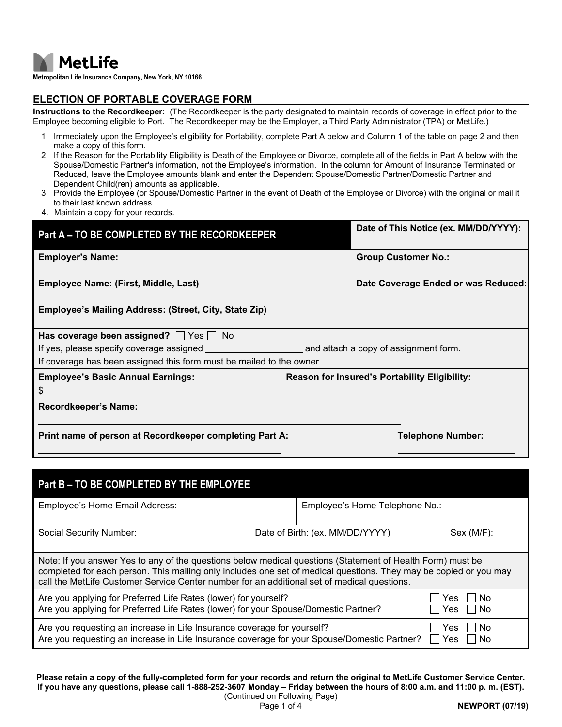MetLife

Metropolitan Life Insurance Company, New York, NY 10166

## ELECTION OF PORTABLE COVERAGE FORM

**Instructions to the Recordkeeper:** (The Recordkeeper is the party designated to maintain records of coverage in effect prior to the Employee becoming eligible to Port. The Recordkeeper may be the Employer, a Third Party Administrator (TPA) or MetLife.)

1. Immediately upon the Employee's eligibility for Portability, complete Part A below and Column 1 of the table on page 2 and then make a copy of this form.
2. If the Reason for the Portability Eligibility is Death of the Employee or Divorce, complete all of the fields in Part A below with the Spouse/Domestic Partner's information, not the Employee's information. In the column for Amount of Insurance Terminated or Reduced, leave the Employee amounts blank and enter the Dependent Spouse/Domestic Partner/Domestic Partner and Dependent Child(ren) amounts as applicable.
3. Provide the Employee (or Spouse/Domestic Partner in the event of Death of the Employee or Divorce) with the original or mail it to their last known address.
4. Maintain a copy for your records.

| **Part A – TO BE COMPLETED BY THE RECORDKEEPER** | **Date of This Notice (ex. MM/DD/YYYY):** |
|---|---|
| **Employer's Name:** | **Group Customer No.:** |
| **Employee Name: (First, Middle, Last)** | **Date Coverage Ended or was Reduced:** |
| **Employee's Mailing Address: (Street, City, State Zip)** | |
| **Has coverage been assigned?** ☐ Yes ☐ No<br>If yes, please specify coverage assigned ____________ and attach a copy of assignment form.<br>If coverage has been assigned this form must be mailed to the owner. | |
| **Employee's Basic Annual Earnings:**<br>$ | **Reason for Insured's Portability Eligibility:** |
| **Recordkeeper's Name:** | |
| **Print name of person at Recordkeeper completing Part A:** | **Telephone Number:** |

| **Part B – TO BE COMPLETED BY THE EMPLOYEE** | | |
|---|---|---|
| Employee's Home Email Address: | Employee's Home Telephone No.: | |
| Social Security Number: | Date of Birth: (ex. MM/DD/YYYY) | Sex (M/F): |

Note: If you answer Yes to any of the questions below medical questions (Statement of Health Form) must be completed for each person. This mailing only includes one set of medical questions. They may be copied or you may call the MetLife Customer Service Center number for an additional set of medical questions.

| | |
|---|---|
| Are you applying for Preferred Life Rates (lower) for yourself? | ☐ Yes ☐ No |
| Are you applying for Preferred Life Rates (lower) for your Spouse/Domestic Partner? | ☐ Yes ☐ No |
| Are you requesting an increase in Life Insurance coverage for yourself? | ☐ Yes ☐ No |
| Are you requesting an increase in Life Insurance coverage for your Spouse/Domestic Partner? | ☐ Yes ☐ No |

**Please retain a copy of the fully-completed form for your records and return the original to MetLife Customer Service Center. If you have any questions, please call 1-888-252-3607 Monday – Friday between the hours of 8:00 a.m. and 11:00 p. m. (EST).**

(Continued on Following Page)

NEWPORT (07/19)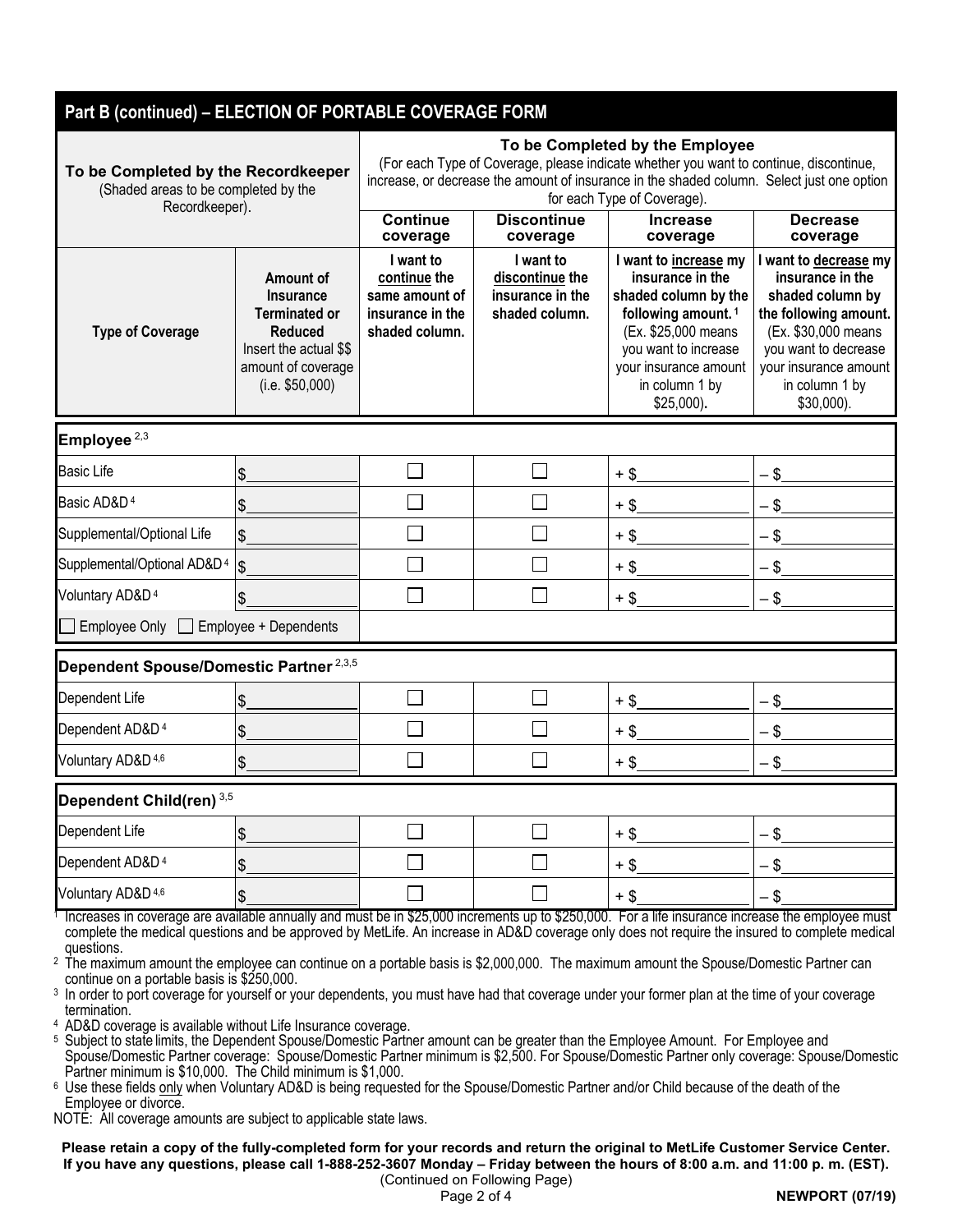## Part B (continued) – ELECTION OF PORTABLE COVERAGE FORM

| To be Completed by the Recordkeeper (Shaded areas to be completed by the Recordkeeper). | | To be Completed by the Employee (For each Type of Coverage, please indicate whether you want to continue, discontinue, increase, or decrease the amount of insurance in the shaded column. Select just one option for each Type of Coverage). | | | |
|---|---|---|---|---|---|
| | | **Continue coverage** | **Discontinue coverage** | **Increase coverage** | **Decrease coverage** |
| **Type of Coverage** | **Amount of Insurance Terminated or Reduced** Insert the actual $$ amount of coverage (i.e. $50,000) | **I want to continue the same amount of insurance in the shaded column.** | **I want to discontinue the insurance in the shaded column.** | **I want to increase my insurance in the shaded column by the following amount.** [1] (Ex. $25,000 means you want to increase your insurance amount in column 1 by $25,000). | **I want to decrease my insurance in the shaded column by the following amount.** (Ex. $30,000 means you want to decrease your insurance amount in column 1 by $30,000). |
| **Employee** [2,3] | | | | | |
| Basic Life | $______ | ☐ | ☐ | + $______ | – $______ |
| Basic AD&D [4] | $______ | ☐ | ☐ | + $______ | – $______ |
| Supplemental/Optional Life | $______ | ☐ | ☐ | + $______ | – $______ |
| Supplemental/Optional AD&D [4] | $______ | ☐ | ☐ | + $______ | – $______ |
| Voluntary AD&D [4] | $______ | ☐ | ☐ | + $______ | – $______ |
| ☐ Employee Only ☐ Employee + Dependents | | | | | |
| **Dependent Spouse/Domestic Partner** [2,3,5] | | | | | |
| Dependent Life | $______ | ☐ | ☐ | + $______ | – $______ |
| Dependent AD&D [4] | $______ | ☐ | ☐ | + $______ | – $______ |
| Voluntary AD&D [4,6] | $______ | ☐ | ☐ | + $______ | – $______ |
| **Dependent Child(ren)** [3,5] | | | | | |
| Dependent Life | $______ | ☐ | ☐ | + $______ | – $______ |
| Dependent AD&D [4] | $______ | ☐ | ☐ | + $______ | – $______ |
| Voluntary AD&D [4,6] | $______ | ☐ | ☐ | + $______ | – $______ |

[1] Increases in coverage are available annually and must be in $25,000 increments up to $250,000. For a life insurance increase the employee must complete the medical questions and be approved by MetLife. An increase in AD&D coverage only does not require the insured to complete medical questions.

[2] The maximum amount the employee can continue on a portable basis is $2,000,000. The maximum amount the Spouse/Domestic Partner can continue on a portable basis is $250,000.

[3] In order to port coverage for yourself or your dependents, you must have had that coverage under your former plan at the time of your coverage termination.

[4] AD&D coverage is available without Life Insurance coverage.

[5] Subject to state limits, the Dependent Spouse/Domestic Partner amount can be greater than the Employee Amount. For Employee and Spouse/Domestic Partner coverage: Spouse/Domestic Partner minimum is $2,500. For Spouse/Domestic Partner only coverage: Spouse/Domestic Partner minimum is $10,000. The Child minimum is $1,000.

[6] Use these fields only when Voluntary AD&D is being requested for the Spouse/Domestic Partner and/or Child because of the death of the Employee or divorce.

NOTE: All coverage amounts are subject to applicable state laws.

**Please retain a copy of the fully-completed form for your records and return the original to MetLife Customer Service Center. If you have any questions, please call 1-888-252-3607 Monday – Friday between the hours of 8:00 a.m. and 11:00 p. m. (EST).**

(Continued on Following Page)

**NEWPORT (07/19)**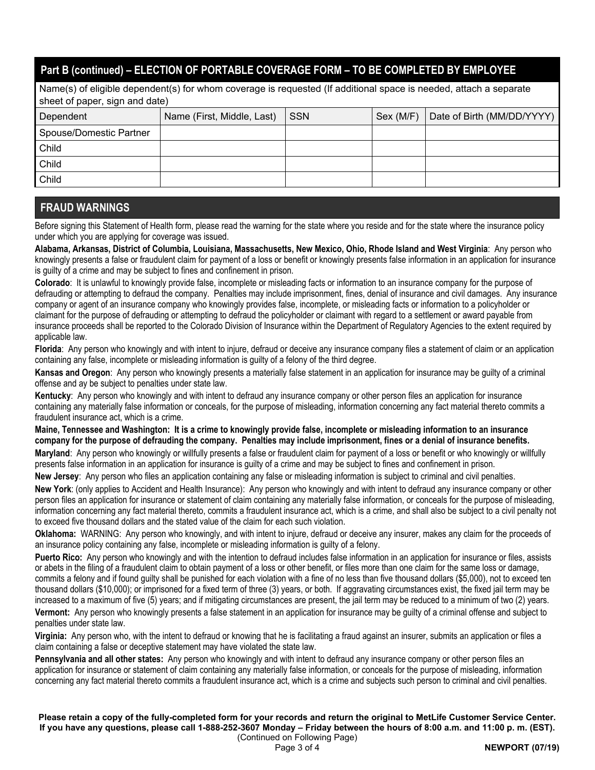## Part B (continued) – ELECTION OF PORTABLE COVERAGE FORM – TO BE COMPLETED BY EMPLOYEE

Name(s) of eligible dependent(s) for whom coverage is requested (If additional space is needed, attach a separate sheet of paper, sign and date)

| Dependent | Name (First, Middle, Last) | SSN | Sex (M/F) | Date of Birth (MM/DD/YYYY) |
|---|---|---|---|---|
| Spouse/Domestic Partner | | | | |
| Child | | | | |
| Child | | | | |
| Child | | | | |

## FRAUD WARNINGS

Before signing this Statement of Health form, please read the warning for the state where you reside and for the state where the insurance policy under which you are applying for coverage was issued.

**Alabama, Arkansas, District of Columbia, Louisiana, Massachusetts, New Mexico, Ohio, Rhode Island and West Virginia**: Any person who knowingly presents a false or fraudulent claim for payment of a loss or benefit or knowingly presents false information in an application for insurance is guilty of a crime and may be subject to fines and confinement in prison.

**Colorado**: It is unlawful to knowingly provide false, incomplete or misleading facts or information to an insurance company for the purpose of defrauding or attempting to defraud the company. Penalties may include imprisonment, fines, denial of insurance and civil damages. Any insurance company or agent of an insurance company who knowingly provides false, incomplete, or misleading facts or information to a policyholder or claimant for the purpose of defrauding or attempting to defraud the policyholder or claimant with regard to a settlement or award payable from insurance proceeds shall be reported to the Colorado Division of Insurance within the Department of Regulatory Agencies to the extent required by applicable law.

**Florida**: Any person who knowingly and with intent to injure, defraud or deceive any insurance company files a statement of claim or an application containing any false, incomplete or misleading information is guilty of a felony of the third degree.

**Kansas and Oregon**: Any person who knowingly presents a materially false statement in an application for insurance may be guilty of a criminal offense and ay be subject to penalties under state law.

**Kentucky**: Any person who knowingly and with intent to defraud any insurance company or other person files an application for insurance containing any materially false information or conceals, for the purpose of misleading, information concerning any fact material thereto commits a fraudulent insurance act, which is a crime.

**Maine, Tennessee and Washington: It is a crime to knowingly provide false, incomplete or misleading information to an insurance company for the purpose of defrauding the company. Penalties may include imprisonment, fines or a denial of insurance benefits.**

**Maryland**: Any person who knowingly or willfully presents a false or fraudulent claim for payment of a loss or benefit or who knowingly or willfully presents false information in an application for insurance is guilty of a crime and may be subject to fines and confinement in prison.

**New Jersey**: Any person who files an application containing any false or misleading information is subject to criminal and civil penalties.

**New York**: (only applies to Accident and Health Insurance): Any person who knowingly and with intent to defraud any insurance company or other person files an application for insurance or statement of claim containing any materially false information, or conceals for the purpose of misleading, information concerning any fact material thereto, commits a fraudulent insurance act, which is a crime, and shall also be subject to a civil penalty not to exceed five thousand dollars and the stated value of the claim for each such violation.

**Oklahoma:** WARNING: Any person who knowingly, and with intent to injure, defraud or deceive any insurer, makes any claim for the proceeds of an insurance policy containing any false, incomplete or misleading information is guilty of a felony.

**Puerto Rico:** Any person who knowingly and with the intention to defraud includes false information in an application for insurance or files, assists or abets in the filing of a fraudulent claim to obtain payment of a loss or other benefit, or files more than one claim for the same loss or damage, commits a felony and if found guilty shall be punished for each violation with a fine of no less than five thousand dollars ($5,000), not to exceed ten thousand dollars ($10,000); or imprisoned for a fixed term of three (3) years, or both. If aggravating circumstances exist, the fixed jail term may be increased to a maximum of five (5) years; and if mitigating circumstances are present, the jail term may be reduced to a minimum of two (2) years.

**Vermont:** Any person who knowingly presents a false statement in an application for insurance may be guilty of a criminal offense and subject to penalties under state law.

**Virginia:** Any person who, with the intent to defraud or knowing that he is facilitating a fraud against an insurer, submits an application or files a claim containing a false or deceptive statement may have violated the state law.

**Pennsylvania and all other states:** Any person who knowingly and with intent to defraud any insurance company or other person files an application for insurance or statement of claim containing any materially false information, or conceals for the purpose of misleading, information concerning any fact material thereto commits a fraudulent insurance act, which is a crime and subjects such person to criminal and civil penalties.

**Please retain a copy of the fully-completed form for your records and return the original to MetLife Customer Service Center. If you have any questions, please call 1-888-252-3607 Monday – Friday between the hours of 8:00 a.m. and 11:00 p. m. (EST).**

(Continued on Following Page)

**NEWPORT (07/19)**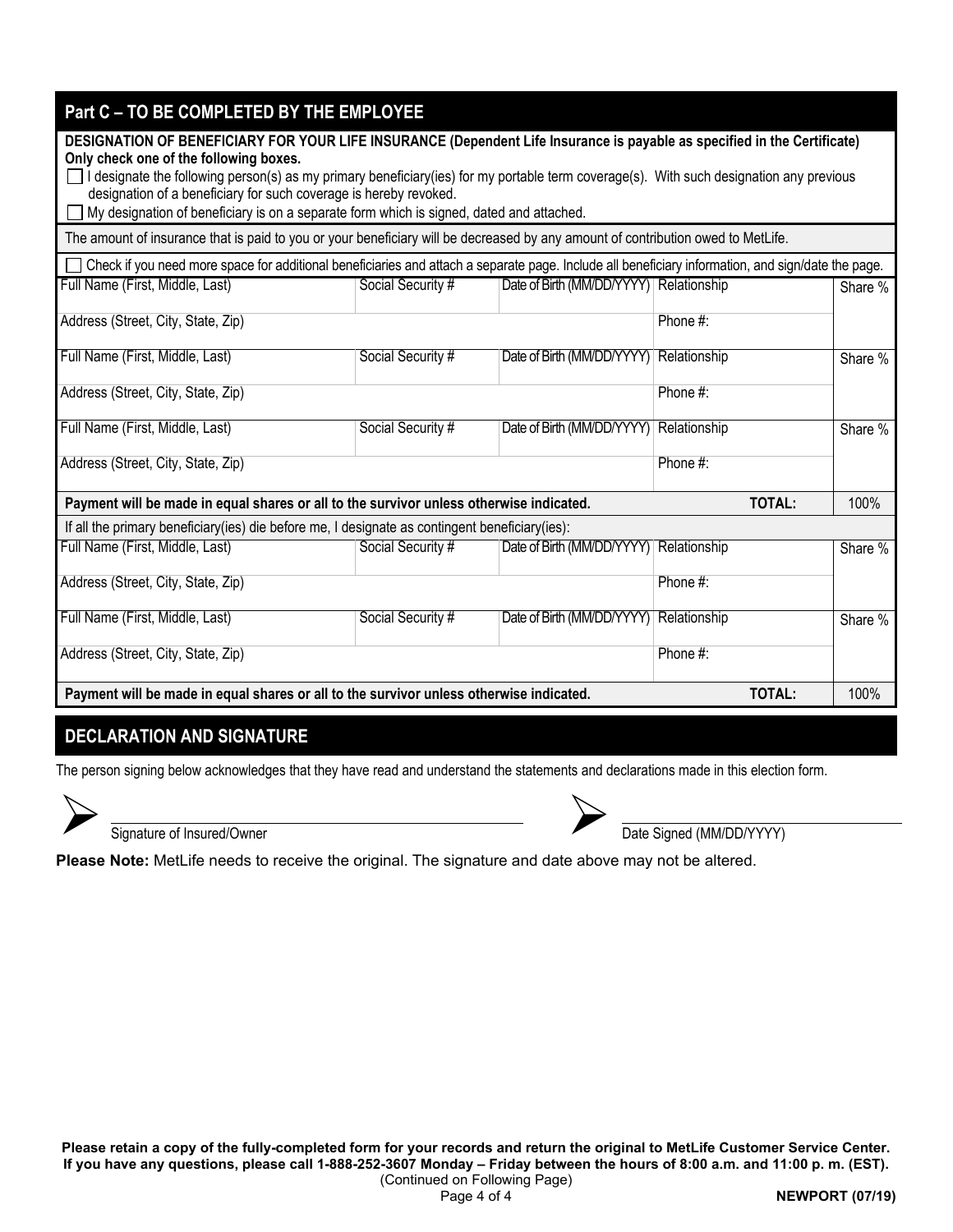## Part C – TO BE COMPLETED BY THE EMPLOYEE

**DESIGNATION OF BENEFICIARY FOR YOUR LIFE INSURANCE (Dependent Life Insurance is payable as specified in the Certificate)**
**Only check one of the following boxes.**

☐ I designate the following person(s) as my primary beneficiary(ies) for my portable term coverage(s). With such designation any previous designation of a beneficiary for such coverage is hereby revoked.

☐ My designation of beneficiary is on a separate form which is signed, dated and attached.

The amount of insurance that is paid to you or your beneficiary will be decreased by any amount of contribution owed to MetLife.

☐ Check if you need more space for additional beneficiaries and attach a separate page. Include all beneficiary information, and sign/date the page.

| Full Name (First, Middle, Last) | Social Security # | Date of Birth (MM/DD/YYYY) | Relationship | Share % |
|---|---|---|---|---|
| Address (Street, City, State, Zip) | | | Phone #: | |
| Full Name (First, Middle, Last) | Social Security # | Date of Birth (MM/DD/YYYY) | Relationship | Share % |
| Address (Street, City, State, Zip) | | | Phone #: | |
| Full Name (First, Middle, Last) | Social Security # | Date of Birth (MM/DD/YYYY) | Relationship | Share % |
| Address (Street, City, State, Zip) | | | Phone #: | |
| **Payment will be made in equal shares or all to the survivor unless otherwise indicated.** | | | **TOTAL:** | 100% |

If all the primary beneficiary(ies) die before me, I designate as contingent beneficiary(ies):

| Full Name (First, Middle, Last) | Social Security # | Date of Birth (MM/DD/YYYY) | Relationship | Share % |
|---|---|---|---|---|
| Address (Street, City, State, Zip) | | | Phone #: | |
| Full Name (First, Middle, Last) | Social Security # | Date of Birth (MM/DD/YYYY) | Relationship | Share % |
| Address (Street, City, State, Zip) | | | Phone #: | |
| **Payment will be made in equal shares or all to the survivor unless otherwise indicated.** | | | **TOTAL:** | 100% |

## DECLARATION AND SIGNATURE

The person signing below acknowledges that they have read and understand the statements and declarations made in this election form.

Signature of Insured/Owner ____________________

Date Signed (MM/DD/YYYY) ____________________

**Please Note:** MetLife needs to receive the original. The signature and date above may not be altered.

**Please retain a copy of the fully-completed form for your records and return the original to MetLife Customer Service Center. If you have any questions, please call 1-888-252-3607 Monday – Friday between the hours of 8:00 a.m. and 11:00 p. m. (EST).**

(Continued on Following Page)

**NEWPORT (07/19)**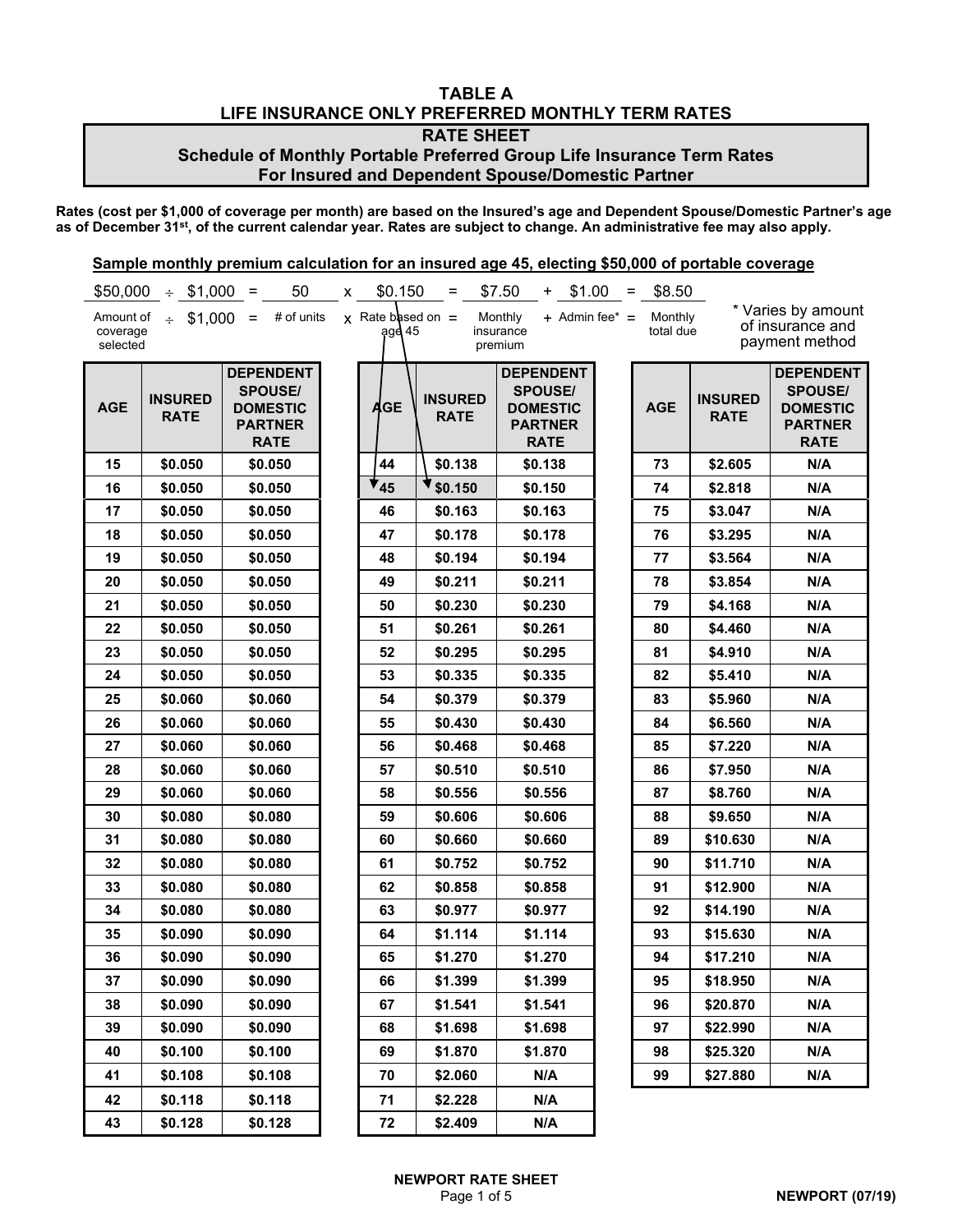# TABLE A
## LIFE INSURANCE ONLY PREFERRED MONTHLY TERM RATES

### RATE SHEET
### Schedule of Monthly Portable Preferred Group Life Insurance Term Rates For Insured and Dependent Spouse/Domestic Partner

**Rates (cost per $1,000 of coverage per month) are based on the Insured's age and Dependent Spouse/Domestic Partner's age as of December 31st, of the current calendar year. Rates are subject to change. An administrative fee may also apply.**

**Sample monthly premium calculation for an insured age 45, electing $50,000 of portable coverage**

| $50,000 | ÷ | $1,000 | = | 50 | x | $0.150 | = | $7.50 | + | $1.00 | = | $8.50 |
|---|---|---|---|---|---|---|---|---|---|---|---|---|
| Amount of coverage selected | ÷ | $1,000 | = | # of units | x | Rate based on age 45 | = | Monthly insurance premium | + | Admin fee* | = | Monthly total due |

\* Varies by amount of insurance and payment method

| AGE | INSURED RATE | DEPENDENT SPOUSE/ DOMESTIC PARTNER RATE |
|---|---|---|
| 15 | $0.050 | $0.050 |
| 16 | $0.050 | $0.050 |
| 17 | $0.050 | $0.050 |
| 18 | $0.050 | $0.050 |
| 19 | $0.050 | $0.050 |
| 20 | $0.050 | $0.050 |
| 21 | $0.050 | $0.050 |
| 22 | $0.050 | $0.050 |
| 23 | $0.050 | $0.050 |
| 24 | $0.050 | $0.050 |
| 25 | $0.060 | $0.060 |
| 26 | $0.060 | $0.060 |
| 27 | $0.060 | $0.060 |
| 28 | $0.060 | $0.060 |
| 29 | $0.060 | $0.060 |
| 30 | $0.080 | $0.080 |
| 31 | $0.080 | $0.080 |
| 32 | $0.080 | $0.080 |
| 33 | $0.080 | $0.080 |
| 34 | $0.080 | $0.080 |
| 35 | $0.090 | $0.090 |
| 36 | $0.090 | $0.090 |
| 37 | $0.090 | $0.090 |
| 38 | $0.090 | $0.090 |
| 39 | $0.090 | $0.090 |
| 40 | $0.100 | $0.100 |
| 41 | $0.108 | $0.108 |
| 42 | $0.118 | $0.118 |
| 43 | $0.128 | $0.128 |
| 44 | $0.138 | $0.138 |
| 45 | $0.150 | $0.150 |
| 46 | $0.163 | $0.163 |
| 47 | $0.178 | $0.178 |
| 48 | $0.194 | $0.194 |
| 49 | $0.211 | $0.211 |
| 50 | $0.230 | $0.230 |
| 51 | $0.261 | $0.261 |
| 52 | $0.295 | $0.295 |
| 53 | $0.335 | $0.335 |
| 54 | $0.379 | $0.379 |
| 55 | $0.430 | $0.430 |
| 56 | $0.468 | $0.468 |
| 57 | $0.510 | $0.510 |
| 58 | $0.556 | $0.556 |
| 59 | $0.606 | $0.606 |
| 60 | $0.660 | $0.660 |
| 61 | $0.752 | $0.752 |
| 62 | $0.858 | $0.858 |
| 63 | $0.977 | $0.977 |
| 64 | $1.114 | $1.114 |
| 65 | $1.270 | $1.270 |
| 66 | $1.399 | $1.399 |
| 67 | $1.541 | $1.541 |
| 68 | $1.698 | $1.698 |
| 69 | $1.870 | $1.870 |
| 70 | $2.060 | N/A |
| 71 | $2.228 | N/A |
| 72 | $2.409 | N/A |
| 73 | $2.605 | N/A |
| 74 | $2.818 | N/A |
| 75 | $3.047 | N/A |
| 76 | $3.295 | N/A |
| 77 | $3.564 | N/A |
| 78 | $3.854 | N/A |
| 79 | $4.168 | N/A |
| 80 | $4.460 | N/A |
| 81 | $4.910 | N/A |
| 82 | $5.410 | N/A |
| 83 | $5.960 | N/A |
| 84 | $6.560 | N/A |
| 85 | $7.220 | N/A |
| 86 | $7.950 | N/A |
| 87 | $8.760 | N/A |
| 88 | $9.650 | N/A |
| 89 | $10.630 | N/A |
| 90 | $11.710 | N/A |
| 91 | $12.900 | N/A |
| 92 | $14.190 | N/A |
| 93 | $15.630 | N/A |
| 94 | $17.210 | N/A |
| 95 | $18.950 | N/A |
| 96 | $20.870 | N/A |
| 97 | $22.990 | N/A |
| 98 | $25.320 | N/A |
| 99 | $27.880 | N/A |

**NEWPORT RATE SHEET**

**NEWPORT (07/19)**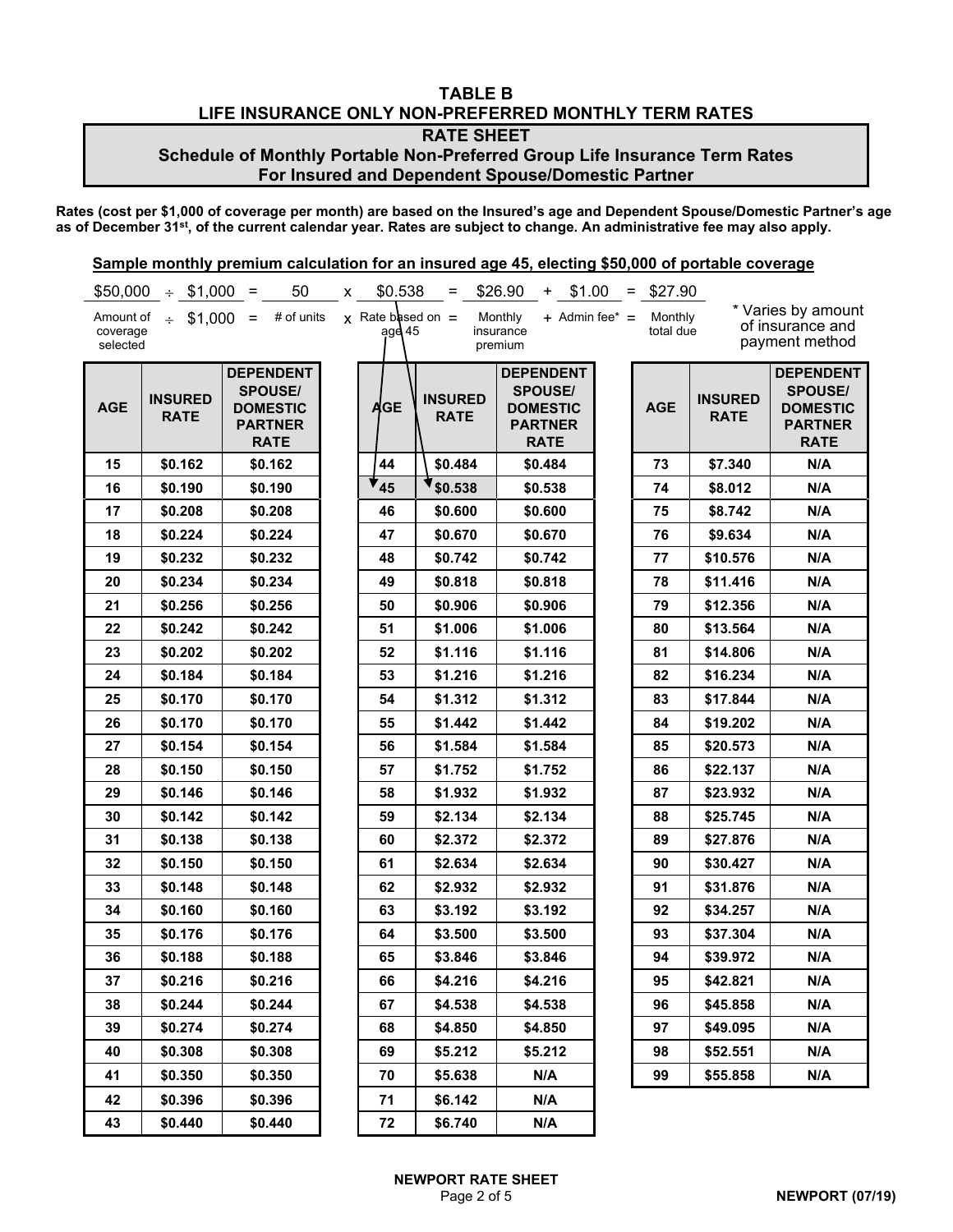# TABLE B
## LIFE INSURANCE ONLY NON-PREFERRED MONTHLY TERM RATES

### RATE SHEET
### Schedule of Monthly Portable Non-Preferred Group Life Insurance Term Rates For Insured and Dependent Spouse/Domestic Partner

**Rates (cost per $1,000 of coverage per month) are based on the Insured's age and Dependent Spouse/Domestic Partner's age as of December 31st, of the current calendar year. Rates are subject to change. An administrative fee may also apply.**

**Sample monthly premium calculation for an insured age 45, electing $50,000 of portable coverage**

| $50,000 | ÷ | $1,000 | = | 50 | x | $0.538 | = | $26.90 | + | $1.00 | = | $27.90 |
|---|---|---|---|---|---|---|---|---|---|---|---|---|
| Amount of coverage selected | ÷ | $1,000 | = | # of units | x | Rate based on age 45 | = | Monthly insurance premium | + | Admin fee* | = | Monthly total due |

\* Varies by amount of insurance and payment method

| AGE | INSURED RATE | DEPENDENT SPOUSE/ DOMESTIC PARTNER RATE |
|---|---|---|
| 15 | $0.162 | $0.162 |
| 16 | $0.190 | $0.190 |
| 17 | $0.208 | $0.208 |
| 18 | $0.224 | $0.224 |
| 19 | $0.232 | $0.232 |
| 20 | $0.234 | $0.234 |
| 21 | $0.256 | $0.256 |
| 22 | $0.242 | $0.242 |
| 23 | $0.202 | $0.202 |
| 24 | $0.184 | $0.184 |
| 25 | $0.170 | $0.170 |
| 26 | $0.170 | $0.170 |
| 27 | $0.154 | $0.154 |
| 28 | $0.150 | $0.150 |
| 29 | $0.146 | $0.146 |
| 30 | $0.142 | $0.142 |
| 31 | $0.138 | $0.138 |
| 32 | $0.150 | $0.150 |
| 33 | $0.148 | $0.148 |
| 34 | $0.160 | $0.160 |
| 35 | $0.176 | $0.176 |
| 36 | $0.188 | $0.188 |
| 37 | $0.216 | $0.216 |
| 38 | $0.244 | $0.244 |
| 39 | $0.274 | $0.274 |
| 40 | $0.308 | $0.308 |
| 41 | $0.350 | $0.350 |
| 42 | $0.396 | $0.396 |
| 43 | $0.440 | $0.440 |
| 44 | $0.484 | $0.484 |
| 45 | $0.538 | $0.538 |
| 46 | $0.600 | $0.600 |
| 47 | $0.670 | $0.670 |
| 48 | $0.742 | $0.742 |
| 49 | $0.818 | $0.818 |
| 50 | $0.906 | $0.906 |
| 51 | $1.006 | $1.006 |
| 52 | $1.116 | $1.116 |
| 53 | $1.216 | $1.216 |
| 54 | $1.312 | $1.312 |
| 55 | $1.442 | $1.442 |
| 56 | $1.584 | $1.584 |
| 57 | $1.752 | $1.752 |
| 58 | $1.932 | $1.932 |
| 59 | $2.134 | $2.134 |
| 60 | $2.372 | $2.372 |
| 61 | $2.634 | $2.634 |
| 62 | $2.932 | $2.932 |
| 63 | $3.192 | $3.192 |
| 64 | $3.500 | $3.500 |
| 65 | $3.846 | $3.846 |
| 66 | $4.216 | $4.216 |
| 67 | $4.538 | $4.538 |
| 68 | $4.850 | $4.850 |
| 69 | $5.212 | $5.212 |
| 70 | $5.638 | N/A |
| 71 | $6.142 | N/A |
| 72 | $6.740 | N/A |
| 73 | $7.340 | N/A |
| 74 | $8.012 | N/A |
| 75 | $8.742 | N/A |
| 76 | $9.634 | N/A |
| 77 | $10.576 | N/A |
| 78 | $11.416 | N/A |
| 79 | $12.356 | N/A |
| 80 | $13.564 | N/A |
| 81 | $14.806 | N/A |
| 82 | $16.234 | N/A |
| 83 | $17.844 | N/A |
| 84 | $19.202 | N/A |
| 85 | $20.573 | N/A |
| 86 | $22.137 | N/A |
| 87 | $23.932 | N/A |
| 88 | $25.745 | N/A |
| 89 | $27.876 | N/A |
| 90 | $30.427 | N/A |
| 91 | $31.876 | N/A |
| 92 | $34.257 | N/A |
| 93 | $37.304 | N/A |
| 94 | $39.972 | N/A |
| 95 | $42.821 | N/A |
| 96 | $45.858 | N/A |
| 97 | $49.095 | N/A |
| 98 | $52.551 | N/A |
| 99 | $55.858 | N/A |

**NEWPORT RATE SHEET**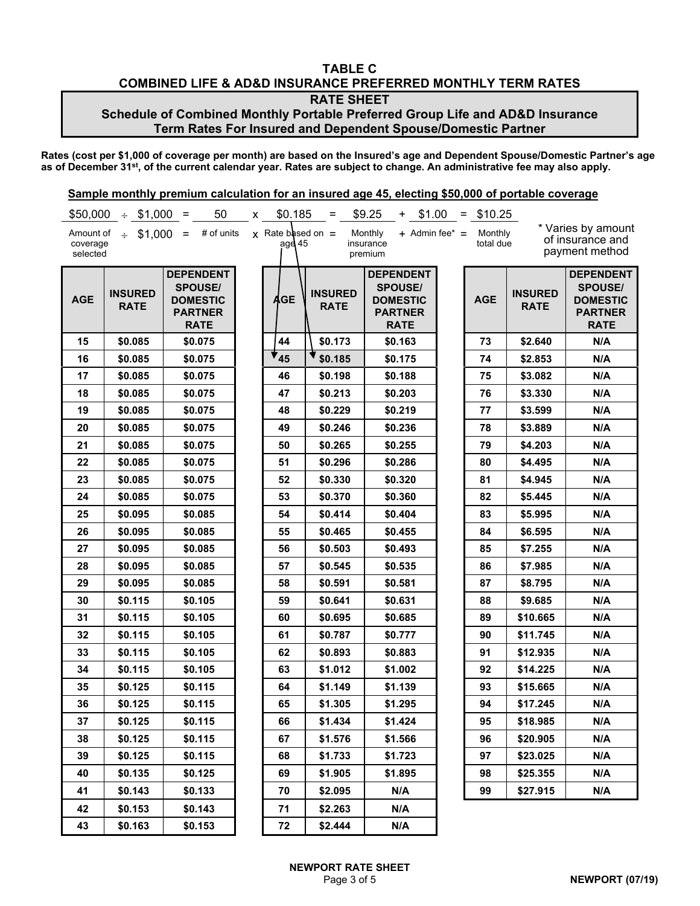# TABLE C

## COMBINED LIFE & AD&D INSURANCE PREFERRED MONTHLY TERM RATES

### RATE SHEET

### Schedule of Combined Monthly Portable Preferred Group Life and AD&D Insurance Term Rates For Insured and Dependent Spouse/Domestic Partner

**Rates (cost per $1,000 of coverage per month) are based on the Insured's age and Dependent Spouse/Domestic Partner's age as of December 31st, of the current calendar year. Rates are subject to change. An administrative fee may also apply.**

**Sample monthly premium calculation for an insured age 45, electing $50,000 of portable coverage**

| $50,000 | ÷ | $1,000 | = | 50 | x | $0.185 | = | $9.25 | + | $1.00 | = | $10.25 |
|---|---|---|---|---|---|---|---|---|---|---|---|---|
| Amount of coverage selected | ÷ | $1,000 | = | # of units | x | Rate based on age 45 | = | Monthly insurance premium | + | Admin fee* | = | Monthly total due |

\* Varies by amount of insurance and payment method

| AGE | INSURED RATE | DEPENDENT SPOUSE/ DOMESTIC PARTNER RATE |
|---|---|---|
| 15 | $0.085 | $0.075 |
| 16 | $0.085 | $0.075 |
| 17 | $0.085 | $0.075 |
| 18 | $0.085 | $0.075 |
| 19 | $0.085 | $0.075 |
| 20 | $0.085 | $0.075 |
| 21 | $0.085 | $0.075 |
| 22 | $0.085 | $0.075 |
| 23 | $0.085 | $0.075 |
| 24 | $0.085 | $0.075 |
| 25 | $0.095 | $0.085 |
| 26 | $0.095 | $0.085 |
| 27 | $0.095 | $0.085 |
| 28 | $0.095 | $0.085 |
| 29 | $0.095 | $0.085 |
| 30 | $0.115 | $0.105 |
| 31 | $0.115 | $0.105 |
| 32 | $0.115 | $0.105 |
| 33 | $0.115 | $0.105 |
| 34 | $0.115 | $0.105 |
| 35 | $0.125 | $0.115 |
| 36 | $0.125 | $0.115 |
| 37 | $0.125 | $0.115 |
| 38 | $0.125 | $0.115 |
| 39 | $0.125 | $0.115 |
| 40 | $0.135 | $0.125 |
| 41 | $0.143 | $0.133 |
| 42 | $0.153 | $0.143 |
| 43 | $0.163 | $0.153 |
| 44 | $0.173 | $0.163 |
| 45 | $0.185 | $0.175 |
| 46 | $0.198 | $0.188 |
| 47 | $0.213 | $0.203 |
| 48 | $0.229 | $0.219 |
| 49 | $0.246 | $0.236 |
| 50 | $0.265 | $0.255 |
| 51 | $0.296 | $0.286 |
| 52 | $0.330 | $0.320 |
| 53 | $0.370 | $0.360 |
| 54 | $0.414 | $0.404 |
| 55 | $0.465 | $0.455 |
| 56 | $0.503 | $0.493 |
| 57 | $0.545 | $0.535 |
| 58 | $0.591 | $0.581 |
| 59 | $0.641 | $0.631 |
| 60 | $0.695 | $0.685 |
| 61 | $0.787 | $0.777 |
| 62 | $0.893 | $0.883 |
| 63 | $1.012 | $1.002 |
| 64 | $1.149 | $1.139 |
| 65 | $1.305 | $1.295 |
| 66 | $1.434 | $1.424 |
| 67 | $1.576 | $1.566 |
| 68 | $1.733 | $1.723 |
| 69 | $1.905 | $1.895 |
| 70 | $2.095 | N/A |
| 71 | $2.263 | N/A |
| 72 | $2.444 | N/A |
| 73 | $2.640 | N/A |
| 74 | $2.853 | N/A |
| 75 | $3.082 | N/A |
| 76 | $3.330 | N/A |
| 77 | $3.599 | N/A |
| 78 | $3.889 | N/A |
| 79 | $4.203 | N/A |
| 80 | $4.495 | N/A |
| 81 | $4.945 | N/A |
| 82 | $5.445 | N/A |
| 83 | $5.995 | N/A |
| 84 | $6.595 | N/A |
| 85 | $7.255 | N/A |
| 86 | $7.985 | N/A |
| 87 | $8.795 | N/A |
| 88 | $9.685 | N/A |
| 89 | $10.665 | N/A |
| 90 | $11.745 | N/A |
| 91 | $12.935 | N/A |
| 92 | $14.225 | N/A |
| 93 | $15.665 | N/A |
| 94 | $17.245 | N/A |
| 95 | $18.985 | N/A |
| 96 | $20.905 | N/A |
| 97 | $23.025 | N/A |
| 98 | $25.355 | N/A |
| 99 | $27.915 | N/A |

**NEWPORT RATE SHEET**

**NEWPORT (07/19)**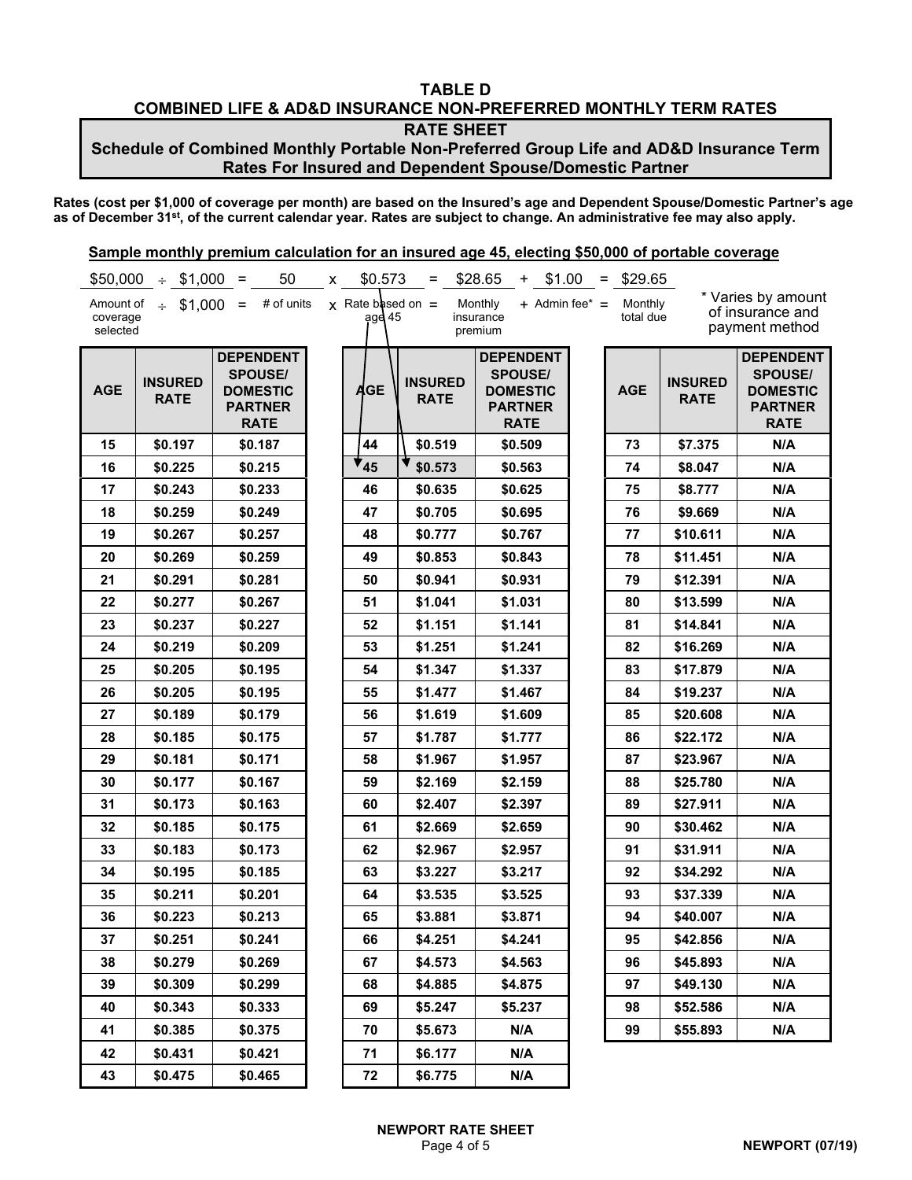# TABLE D

## COMBINED LIFE & AD&D INSURANCE NON-PREFERRED MONTHLY TERM RATES

### RATE SHEET

### Schedule of Combined Monthly Portable Non-Preferred Group Life and AD&D Insurance Term Rates For Insured and Dependent Spouse/Domestic Partner

**Rates (cost per $1,000 of coverage per month) are based on the Insured's age and Dependent Spouse/Domestic Partner's age as of December 31st, of the current calendar year. Rates are subject to change. An administrative fee may also apply.**

**Sample monthly premium calculation for an insured age 45, electing $50,000 of portable coverage**

| $50,000 | ÷ | $1,000 | = | 50 | x | $0.573 | = | $28.65 | + | $1.00 | = | $29.65 |
|---|---|---|---|---|---|---|---|---|---|---|---|---|
| Amount of coverage selected | ÷ | $1,000 | = | # of units | x | Rate based on age 45 | = | Monthly insurance premium | + | Admin fee* | = | Monthly total due |

\* Varies by amount of insurance and payment method

| AGE | INSURED RATE | DEPENDENT SPOUSE/ DOMESTIC PARTNER RATE |
|---|---|---|
| 15 | $0.197 | $0.187 |
| 16 | $0.225 | $0.215 |
| 17 | $0.243 | $0.233 |
| 18 | $0.259 | $0.249 |
| 19 | $0.267 | $0.257 |
| 20 | $0.269 | $0.259 |
| 21 | $0.291 | $0.281 |
| 22 | $0.277 | $0.267 |
| 23 | $0.237 | $0.227 |
| 24 | $0.219 | $0.209 |
| 25 | $0.205 | $0.195 |
| 26 | $0.205 | $0.195 |
| 27 | $0.189 | $0.179 |
| 28 | $0.185 | $0.175 |
| 29 | $0.181 | $0.171 |
| 30 | $0.177 | $0.167 |
| 31 | $0.173 | $0.163 |
| 32 | $0.185 | $0.175 |
| 33 | $0.183 | $0.173 |
| 34 | $0.195 | $0.185 |
| 35 | $0.211 | $0.201 |
| 36 | $0.223 | $0.213 |
| 37 | $0.251 | $0.241 |
| 38 | $0.279 | $0.269 |
| 39 | $0.309 | $0.299 |
| 40 | $0.343 | $0.333 |
| 41 | $0.385 | $0.375 |
| 42 | $0.431 | $0.421 |
| 43 | $0.475 | $0.465 |
| 44 | $0.519 | $0.509 |
| 45 | $0.573 | $0.563 |
| 46 | $0.635 | $0.625 |
| 47 | $0.705 | $0.695 |
| 48 | $0.777 | $0.767 |
| 49 | $0.853 | $0.843 |
| 50 | $0.941 | $0.931 |
| 51 | $1.041 | $1.031 |
| 52 | $1.151 | $1.141 |
| 53 | $1.251 | $1.241 |
| 54 | $1.347 | $1.337 |
| 55 | $1.477 | $1.467 |
| 56 | $1.619 | $1.609 |
| 57 | $1.787 | $1.777 |
| 58 | $1.967 | $1.957 |
| 59 | $2.169 | $2.159 |
| 60 | $2.407 | $2.397 |
| 61 | $2.669 | $2.659 |
| 62 | $2.967 | $2.957 |
| 63 | $3.227 | $3.217 |
| 64 | $3.535 | $3.525 |
| 65 | $3.881 | $3.871 |
| 66 | $4.251 | $4.241 |
| 67 | $4.573 | $4.563 |
| 68 | $4.885 | $4.875 |
| 69 | $5.247 | $5.237 |
| 70 | $5.673 | N/A |
| 71 | $6.177 | N/A |
| 72 | $6.775 | N/A |
| 73 | $7.375 | N/A |
| 74 | $8.047 | N/A |
| 75 | $8.777 | N/A |
| 76 | $9.669 | N/A |
| 77 | $10.611 | N/A |
| 78 | $11.451 | N/A |
| 79 | $12.391 | N/A |
| 80 | $13.599 | N/A |
| 81 | $14.841 | N/A |
| 82 | $16.269 | N/A |
| 83 | $17.879 | N/A |
| 84 | $19.237 | N/A |
| 85 | $20.608 | N/A |
| 86 | $22.172 | N/A |
| 87 | $23.967 | N/A |
| 88 | $25.780 | N/A |
| 89 | $27.911 | N/A |
| 90 | $30.462 | N/A |
| 91 | $31.911 | N/A |
| 92 | $34.292 | N/A |
| 93 | $37.339 | N/A |
| 94 | $40.007 | N/A |
| 95 | $42.856 | N/A |
| 96 | $45.893 | N/A |
| 97 | $49.130 | N/A |
| 98 | $52.586 | N/A |
| 99 | $55.893 | N/A |

**NEWPORT RATE SHEET**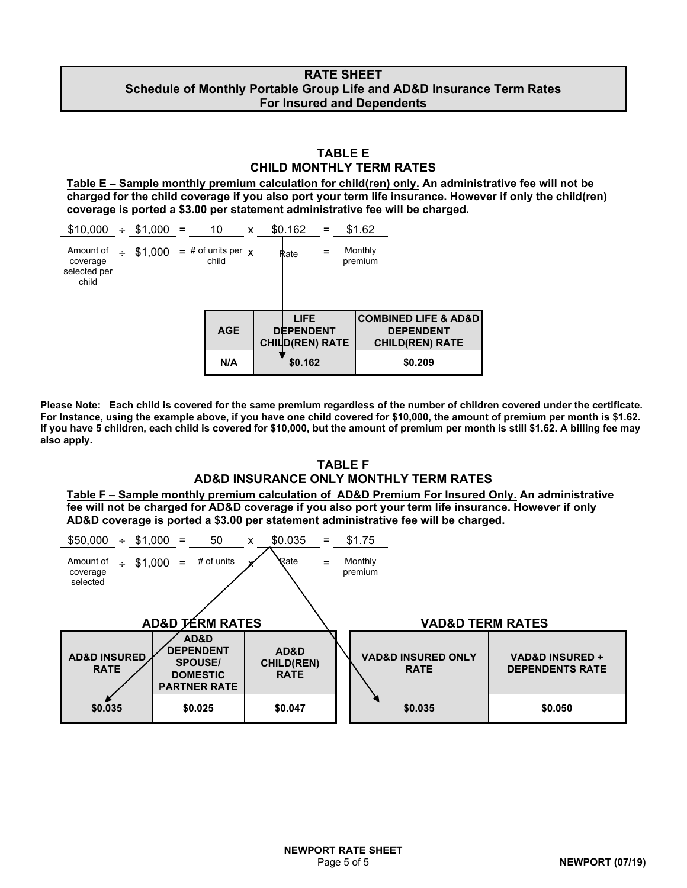## RATE SHEET
## Schedule of Monthly Portable Group Life and AD&D Insurance Term Rates For Insured and Dependents

### TABLE E
### CHILD MONTHLY TERM RATES

**Table E – Sample monthly premium calculation for child(ren) only. An administrative fee will not be charged for the child coverage if you also port your term life insurance. However if only the child(ren) coverage is ported a $3.00 per statement administrative fee will be charged.**

| $10,000 | ÷ | $1,000 | = | 10 | x | $0.162 | = | $1.62 |
|---|---|---|---|---|---|---|---|---|
| Amount of coverage selected per child | ÷ | $1,000 | = | # of units per child | x | Rate | = | Monthly premium |

| AGE | LIFE DEPENDENT CHILD(REN) RATE | COMBINED LIFE & AD&D DEPENDENT CHILD(REN) RATE |
|---|---|---|
| N/A | $0.162 | $0.209 |

**Please Note: Each child is covered for the same premium regardless of the number of children covered under the certificate. For Instance, using the example above, if you have one child covered for $10,000, the amount of premium per month is $1.62. If you have 5 children, each child is covered for $10,000, but the amount of premium per month is still $1.62. A billing fee may also apply.**

### TABLE F
### AD&D INSURANCE ONLY MONTHLY TERM RATES

**Table F – Sample monthly premium calculation of AD&D Premium For Insured Only. An administrative fee will not be charged for AD&D coverage if you also port your term life insurance. However if only AD&D coverage is ported a $3.00 per statement administrative fee will be charged.**

| $50,000 | ÷ | $1,000 | = | 50 | x | $0.035 | = | $1.75 |
|---|---|---|---|---|---|---|---|---|
| Amount of coverage selected | ÷ | $1,000 | = | # of units | x | Rate | = | Monthly premium |

**AD&D TERM RATES**

| AD&D INSURED RATE | AD&D DEPENDENT SPOUSE/ DOMESTIC PARTNER RATE | AD&D CHILD(REN) RATE |
|---|---|---|
| $0.035 | $0.025 | $0.047 |

**VAD&D TERM RATES**

| VAD&D INSURED ONLY RATE | VAD&D INSURED + DEPENDENTS RATE |
|---|---|
| $0.035 | $0.050 |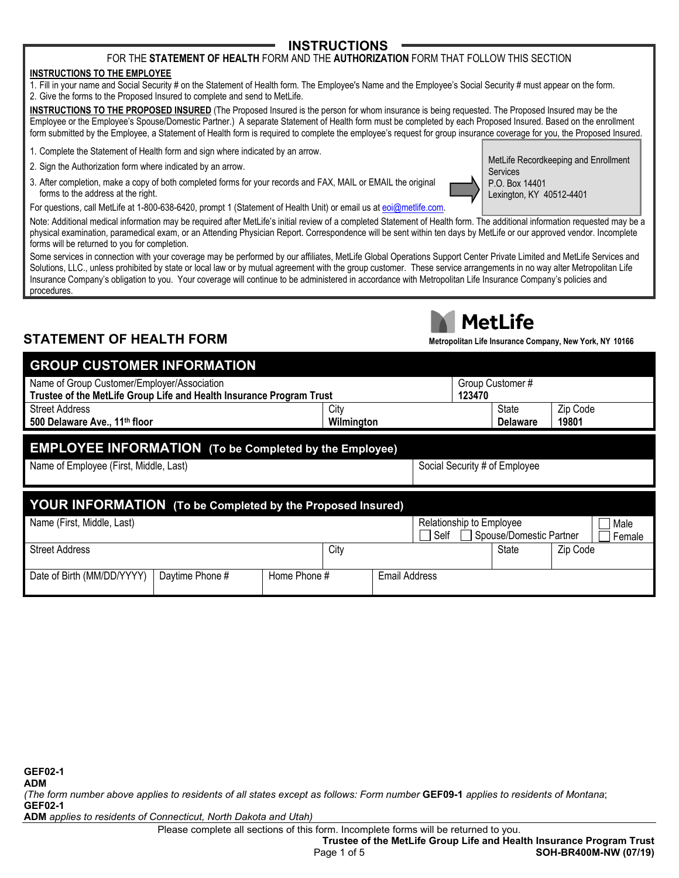## INSTRUCTIONS

FOR THE **STATEMENT OF HEALTH** FORM AND THE **AUTHORIZATION** FORM THAT FOLLOW THIS SECTION

**INSTRUCTIONS TO THE EMPLOYEE**

1. Fill in your name and Social Security # on the Statement of Health form. The Employee's Name and the Employee's Social Security # must appear on the form.
2. Give the forms to the Proposed Insured to complete and send to MetLife.

**INSTRUCTIONS TO THE PROPOSED INSURED** (The Proposed Insured is the person for whom insurance is being requested. The Proposed Insured may be the Employee or the Employee's Spouse/Domestic Partner.) A separate Statement of Health form must be completed by each Proposed Insured. Based on the enrollment form submitted by the Employee, a Statement of Health form is required to complete the employee's request for group insurance coverage for you, the Proposed Insured.

1. Complete the Statement of Health form and sign where indicated by an arrow.
2. Sign the Authorization form where indicated by an arrow.
3. After completion, make a copy of both completed forms for your records and FAX, MAIL or EMAIL the original forms to the address at the right.

MetLife Recordkeeping and Enrollment Services
P.O. Box 14401
Lexington, KY 40512-4401

For questions, call MetLife at 1-800-638-6420, prompt 1 (Statement of Health Unit) or email us at eoi@metlife.com.

Note: Additional medical information may be required after MetLife's initial review of a completed Statement of Health form. The additional information requested may be a physical examination, paramedical exam, or an Attending Physician Report. Correspondence will be sent within ten days by MetLife or our approved vendor. Incomplete forms will be returned to you for completion.

Some services in connection with your coverage may be performed by our affiliates, MetLife Global Operations Support Center Private Limited and MetLife Services and Solutions, LLC., unless prohibited by state or local law or by mutual agreement with the group customer. These service arrangements in no way alter Metropolitan Life Insurance Company's obligation to you. Your coverage will continue to be administered in accordance with Metropolitan Life Insurance Company's policies and procedures.

MetLife
**Metropolitan Life Insurance Company, New York, NY 10166**

## STATEMENT OF HEALTH FORM

### GROUP CUSTOMER INFORMATION

| Name of Group Customer/Employer/Association | | Group Customer # | |
|---|---|---|---|
| **Trustee of the MetLife Group Life and Health Insurance Program Trust** | | **123470** | |
| **Street Address** | **City** | **State** | **Zip Code** |
| **500 Delaware Ave., 11th floor** | **Wilmington** | **Delaware** | **19801** |

### EMPLOYEE INFORMATION (To be Completed by the Employee)

| Name of Employee (First, Middle, Last) | Social Security # of Employee |
|---|---|
| | |

### YOUR INFORMATION (To be Completed by the Proposed Insured)

| Name (First, Middle, Last) | | | Relationship to Employee ☐ Self ☐ Spouse/Domestic Partner | | ☐ Male ☐ Female |
|---|---|---|---|---|---|
| Street Address | | City | | State | Zip Code |
| Date of Birth (MM/DD/YYYY) | Daytime Phone # | Home Phone # | Email Address | | |

**GEF02-1**
**ADM**
*(The form number above applies to residents of all states except as follows: Form number* **GEF09-1** *applies to residents of Montana*;
**GEF02-1**
**ADM** *applies to residents of Connecticut, North Dakota and Utah)*

Please complete all sections of this form. Incomplete forms will be returned to you.

**Trustee of the MetLife Group Life and Health Insurance Program Trust**
**SOH-BR400M-NW (07/19)**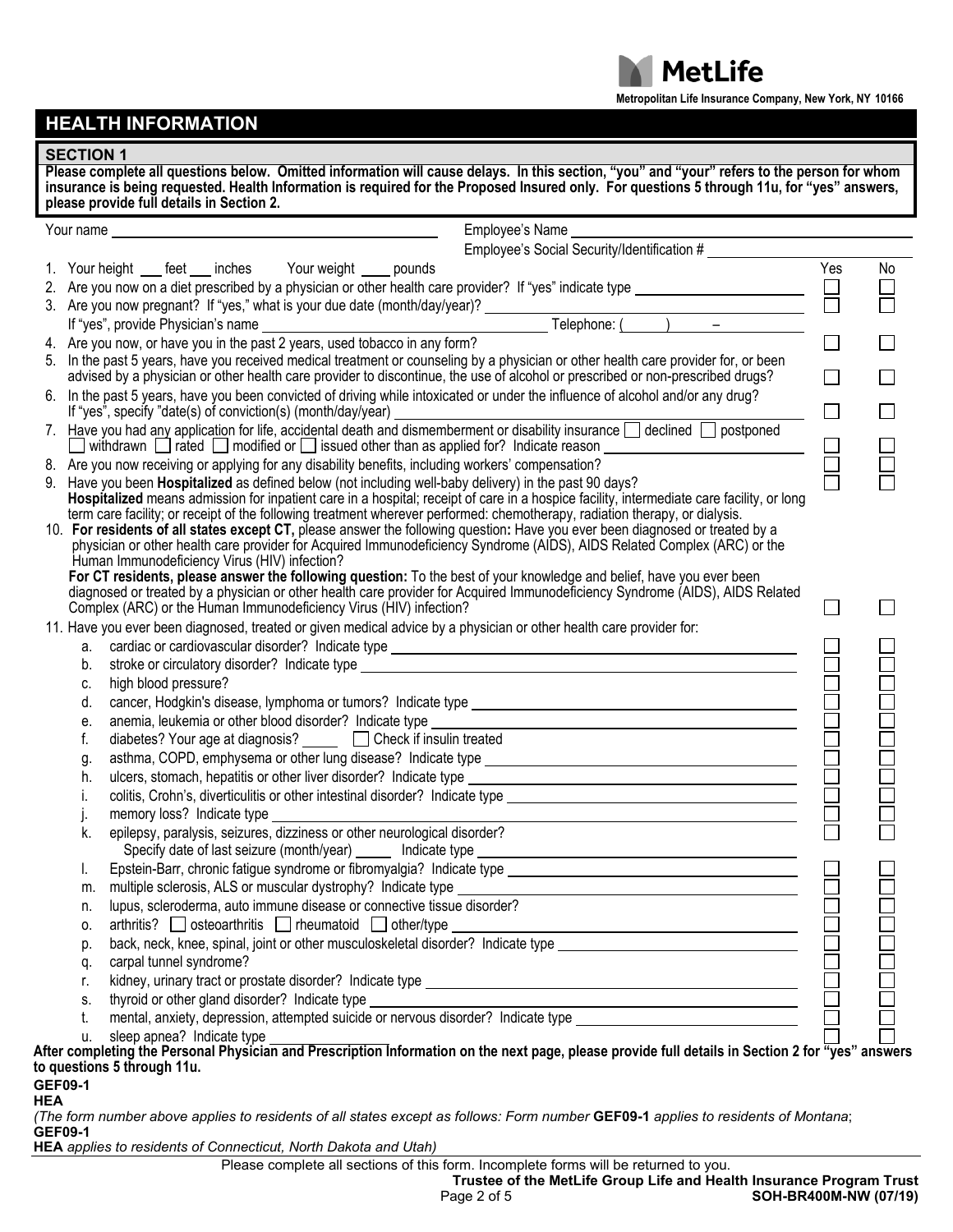MetLife

**Metropolitan Life Insurance Company, New York, NY 10166**

## HEALTH INFORMATION

### SECTION 1

**Please complete all questions below. Omitted information will cause delays. In this section, "you" and "your" refers to the person for whom insurance is being requested. Health Information is required for the Proposed Insured only. For questions 5 through 11u, for "yes" answers, please provide full details in Section 2.**

Your name ______________________ Employee's Name ______________________

Employee's Social Security/Identification # ______________________

| Question | Yes | No |
|---|---|---|
| 1. Your height ___ feet ___ inches Your weight ____ pounds | | |
| 2. Are you now on a diet prescribed by a physician or other health care provider? If "yes" indicate type ______________________ | ☐ | ☐ |
| 3. Are you now pregnant? If "yes," what is your due date (month/day/year)? ______________________ If "yes", provide Physician's name ______________________ Telephone: ( ) – | ☐ | ☐ |
| 4. Are you now, or have you in the past 2 years, used tobacco in any form? | ☐ | ☐ |
| 5. In the past 5 years, have you received medical treatment or counseling by a physician or other health care provider for, or been advised by a physician or other health care provider to discontinue, the use of alcohol or prescribed or non-prescribed drugs? | ☐ | ☐ |
| 6. In the past 5 years, have you been convicted of driving while intoxicated or under the influence of alcohol and/or any drug? If "yes", specify "date(s) of conviction(s) (month/day/year) ______________________ | ☐ | ☐ |
| 7. Have you had any application for life, accidental death and dismemberment or disability insurance ☐ declined ☐ postponed ☐ withdrawn ☐ rated ☐ modified or ☐ issued other than as applied for? Indicate reason ______________________ | ☐ | ☐ |
| 8. Are you now receiving or applying for any disability benefits, including workers' compensation? | ☐ | ☐ |
| 9. Have you been **Hospitalized** as defined below (not including well-baby delivery) in the past 90 days? **Hospitalized** means admission for inpatient care in a hospital; receipt of care in a hospice facility, intermediate care facility, or long term care facility; or receipt of the following treatment wherever performed: chemotherapy, radiation therapy, or dialysis. | ☐ | ☐ |
| 10. **For residents of all states except CT,** please answer the following question**:** Have you ever been diagnosed or treated by a physician or other health care provider for Acquired Immunodeficiency Syndrome (AIDS), AIDS Related Complex (ARC) or the Human Immunodeficiency Virus (HIV) infection? **For CT residents, please answer the following question:** To the best of your knowledge and belief, have you ever been diagnosed or treated by a physician or other health care provider for Acquired Immunodeficiency Syndrome (AIDS), AIDS Related Complex (ARC) or the Human Immunodeficiency Virus (HIV) infection? | ☐ | ☐ |
| 11. Have you ever been diagnosed, treated or given medical advice by a physician or other health care provider for: | | |
| a. cardiac or cardiovascular disorder? Indicate type ______________________ | ☐ | ☐ |
| b. stroke or circulatory disorder? Indicate type ______________________ | ☐ | ☐ |
| c. high blood pressure? | ☐ | ☐ |
| d. cancer, Hodgkin's disease, lymphoma or tumors? Indicate type ______________________ | ☐ | ☐ |
| e. anemia, leukemia or other blood disorder? Indicate type ______________________ | ☐ | ☐ |
| f. diabetes? Your age at diagnosis? _____ ☐ Check if insulin treated | ☐ | ☐ |
| g. asthma, COPD, emphysema or other lung disease? Indicate type ______________________ | ☐ | ☐ |
| h. ulcers, stomach, hepatitis or other liver disorder? Indicate type ______________________ | ☐ | ☐ |
| i. colitis, Crohn's, diverticulitis or other intestinal disorder? Indicate type ______________________ | ☐ | ☐ |
| j. memory loss? Indicate type ______________________ | ☐ | ☐ |
| k. epilepsy, paralysis, seizures, dizziness or other neurological disorder? Specify date of last seizure (month/year) _____ Indicate type ______________________ | ☐ | ☐ |
| l. Epstein-Barr, chronic fatigue syndrome or fibromyalgia? Indicate type ______________________ | ☐ | ☐ |
| m. multiple sclerosis, ALS or muscular dystrophy? Indicate type ______________________ | ☐ | ☐ |
| n. lupus, scleroderma, auto immune disease or connective tissue disorder? | ☐ | ☐ |
| o. arthritis? ☐ osteoarthritis ☐ rheumatoid ☐ other/type ______________________ | ☐ | ☐ |
| p. back, neck, knee, spinal, joint or other musculoskeletal disorder? Indicate type ______________________ | ☐ | ☐ |
| q. carpal tunnel syndrome? | ☐ | ☐ |
| r. kidney, urinary tract or prostate disorder? Indicate type ______________________ | ☐ | ☐ |
| s. thyroid or other gland disorder? Indicate type ______________________ | ☐ | ☐ |
| t. mental, anxiety, depression, attempted suicide or nervous disorder? Indicate type ______________________ | ☐ | ☐ |
| u. sleep apnea? Indicate type ______________________ | ☐ | ☐ |

**After completing the Personal Physician and Prescription Information on the next page, please provide full details in Section 2 for "yes" answers to questions 5 through 11u.**

**GEF09-1**
**HEA**

*(The form number above applies to residents of all states except as follows: Form number* **GEF09-1** *applies to residents of Montana*; **GEF09-1**
**HEA** *applies to residents of Connecticut, North Dakota and Utah)*

Please complete all sections of this form. Incomplete forms will be returned to you.

**Trustee of the MetLife Group Life and Health Insurance Program Trust**

**SOH-BR400M-NW (07/19)**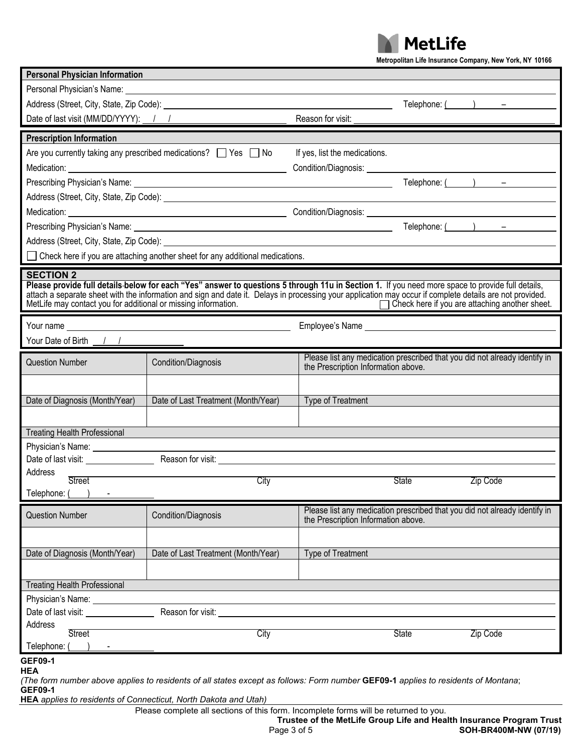MetLife

Metropolitan Life Insurance Company, New York, NY 10166

## Personal Physician Information

Personal Physician's Name: ______________________________

Address (Street, City, State, Zip Code): ______________________________ Telephone: (____) ____ – ________

Date of last visit (MM/DD/YYYY): __/__/____ Reason for visit: ______________________________

## Prescription Information

Are you currently taking any prescribed medications? ☐ Yes ☐ No If yes, list the medications.

Medication: ______________________________ Condition/Diagnosis: ______________________________

Prescribing Physician's Name: ______________________________ Telephone: (____) ____ – ________

Address (Street, City, State, Zip Code): ______________________________

Medication: ______________________________ Condition/Diagnosis: ______________________________

Prescribing Physician's Name: ______________________________ Telephone: (____) ____ – ________

Address (Street, City, State, Zip Code): ______________________________

☐ Check here if you are attaching another sheet for any additional medications.

## SECTION 2

**Please provide full details below for each "Yes" answer to questions 5 through 11u in Section 1. If you need more space to provide full details, attach a separate sheet with the information and sign and date it. Delays in processing your application may occur if complete details are not provided. MetLife may contact you for additional or missing information.** ☐ **Check here if you are attaching another sheet.**

Your name ______________________________ Employee's Name ______________________________

Your Date of Birth __/__/____

| Question Number | Condition/Diagnosis | Please list any medication prescribed that you did not already identify in the Prescription Information above. |
|---|---|---|
| | | |
| Date of Diagnosis (Month/Year) | Date of Last Treatment (Month/Year) | Type of Treatment |
| | | |

**Treating Health Professional**

Physician's Name: ______________________________

Date of last visit: ____________ Reason for visit: ______________________________

Address ______________________________
Street City State Zip Code

Telephone: (____) ____ - ________

| Question Number | Condition/Diagnosis | Please list any medication prescribed that you did not already identify in the Prescription Information above. |
|---|---|---|
| | | |
| Date of Diagnosis (Month/Year) | Date of Last Treatment (Month/Year) | Type of Treatment |
| | | |

**Treating Health Professional**

Physician's Name: ______________________________

Date of last visit: ____________ Reason for visit: ______________________________

Address ______________________________
Street City State Zip Code

Telephone: (____) ____ - ________

**GEF09-1**
**HEA**

*(The form number above applies to residents of all states except as follows: Form number* **GEF09-1** *applies to residents of Montana*;
**GEF09-1**
**HEA** *applies to residents of Connecticut, North Dakota and Utah)*

Please complete all sections of this form. Incomplete forms will be returned to you.

**Trustee of the MetLife Group Life and Health Insurance Program Trust**

**SOH-BR400M-NW (07/19)**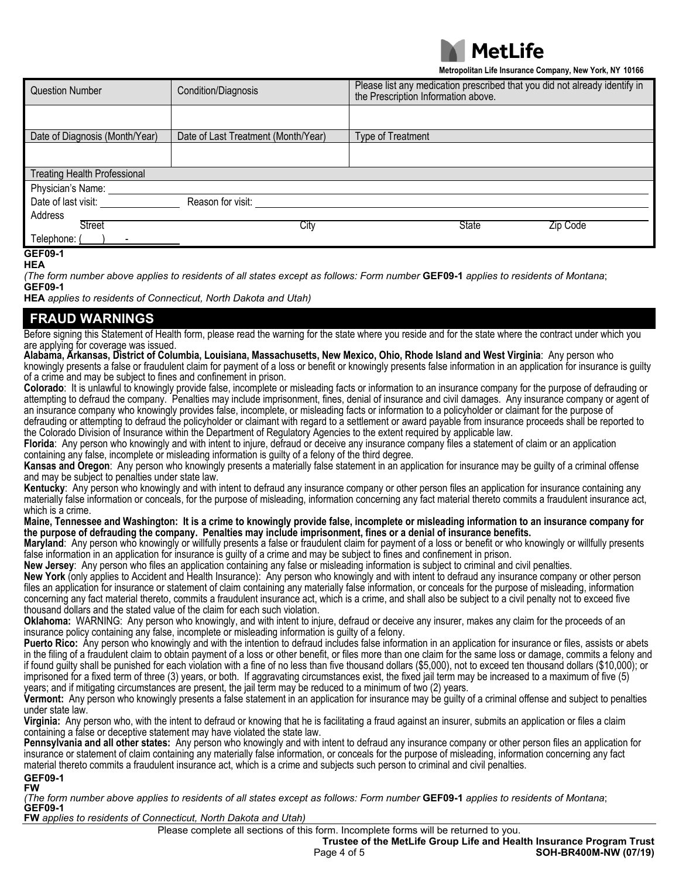MetLife

**Metropolitan Life Insurance Company, New York, NY 10166**

| Question Number | Condition/Diagnosis | Please list any medication prescribed that you did not already identify in the Prescription Information above. |
|---|---|---|
| | | |
| **Date of Diagnosis (Month/Year)** | **Date of Last Treatment (Month/Year)** | **Type of Treatment** |
| | | |

**Treating Health Professional**

Physician's Name: ____________________

Date of last visit: ____________ Reason for visit: ____________________

Address ____________________

Street City State Zip Code

Telephone: (____) ____-________

**GEF09-1**
**HEA**

*(The form number above applies to residents of all states except as follows: Form number* **GEF09-1** *applies to residents of Montana*; **GEF09-1**
**HEA** *applies to residents of Connecticut, North Dakota and Utah)*

## FRAUD WARNINGS

Before signing this Statement of Health form, please read the warning for the state where you reside and for the state where the contract under which you are applying for coverage was issued.

**Alabama, Arkansas, District of Columbia, Louisiana, Massachusetts, New Mexico, Ohio, Rhode Island and West Virginia**: Any person who knowingly presents a false or fraudulent claim for payment of a loss or benefit or knowingly presents false information in an application for insurance is guilty of a crime and may be subject to fines and confinement in prison.

**Colorado**: It is unlawful to knowingly provide false, incomplete or misleading facts or information to an insurance company for the purpose of defrauding or attempting to defraud the company. Penalties may include imprisonment, fines, denial of insurance and civil damages. Any insurance company or agent of an insurance company who knowingly provides false, incomplete, or misleading facts or information to a policyholder or claimant for the purpose of defrauding or attempting to defraud the policyholder or claimant with regard to a settlement or award payable from insurance proceeds shall be reported to the Colorado Division of Insurance within the Department of Regulatory Agencies to the extent required by applicable law.

**Florida**: Any person who knowingly and with intent to injure, defraud or deceive any insurance company files a statement of claim or an application containing any false, incomplete or misleading information is guilty of a felony of the third degree.

**Kansas and Oregon**: Any person who knowingly presents a materially false statement in an application for insurance may be guilty of a criminal offense and may be subject to penalties under state law.

**Kentucky**: Any person who knowingly and with intent to defraud any insurance company or other person files an application for insurance containing any materially false information or conceals, for the purpose of misleading, information concerning any fact material thereto commits a fraudulent insurance act, which is a crime.

**Maine, Tennessee and Washington: It is a crime to knowingly provide false, incomplete or misleading information to an insurance company for the purpose of defrauding the company. Penalties may include imprisonment, fines or a denial of insurance benefits.**

**Maryland**: Any person who knowingly or willfully presents a false or fraudulent claim for payment of a loss or benefit or who knowingly or willfully presents false information in an application for insurance is guilty of a crime and may be subject to fines and confinement in prison.

**New Jersey**: Any person who files an application containing any false or misleading information is subject to criminal and civil penalties.

**New York** (only applies to Accident and Health Insurance): Any person who knowingly and with intent to defraud any insurance company or other person files an application for insurance or statement of claim containing any materially false information, or conceals for the purpose of misleading, information concerning any fact material thereto, commits a fraudulent insurance act, which is a crime, and shall also be subject to a civil penalty not to exceed five thousand dollars and the stated value of the claim for each such violation.

**Oklahoma:** WARNING: Any person who knowingly, and with intent to injure, defraud or deceive any insurer, makes any claim for the proceeds of an insurance policy containing any false, incomplete or misleading information is guilty of a felony.

**Puerto Rico:** Any person who knowingly and with the intention to defraud includes false information in an application for insurance or files, assists or abets in the filing of a fraudulent claim to obtain payment of a loss or other benefit, or files more than one claim for the same loss or damage, commits a felony and if found guilty shall be punished for each violation with a fine of no less than five thousand dollars ($5,000), not to exceed ten thousand dollars ($10,000); or imprisoned for a fixed term of three (3) years, or both. If aggravating circumstances exist, the fixed jail term may be increased to a maximum of five (5) years; and if mitigating circumstances are present, the jail term may be reduced to a minimum of two (2) years.

**Vermont:** Any person who knowingly presents a false statement in an application for insurance may be guilty of a criminal offense and subject to penalties under state law.

**Virginia:** Any person who, with the intent to defraud or knowing that he is facilitating a fraud against an insurer, submits an application or files a claim containing a false or deceptive statement may have violated the state law.

**Pennsylvania and all other states:** Any person who knowingly and with intent to defraud any insurance company or other person files an application for insurance or statement of claim containing any materially false information, or conceals for the purpose of misleading, information concerning any fact material thereto commits a fraudulent insurance act, which is a crime and subjects such person to criminal and civil penalties.

**GEF09-1**
**FW**

*(The form number above applies to residents of all states except as follows: Form number* **GEF09-1** *applies to residents of Montana*; **GEF09-1**
**FW** *applies to residents of Connecticut, North Dakota and Utah)*

Please complete all sections of this form. Incomplete forms will be returned to you.

**Trustee of the MetLife Group Life and Health Insurance Program Trust**

**SOH-BR400M-NW (07/19)**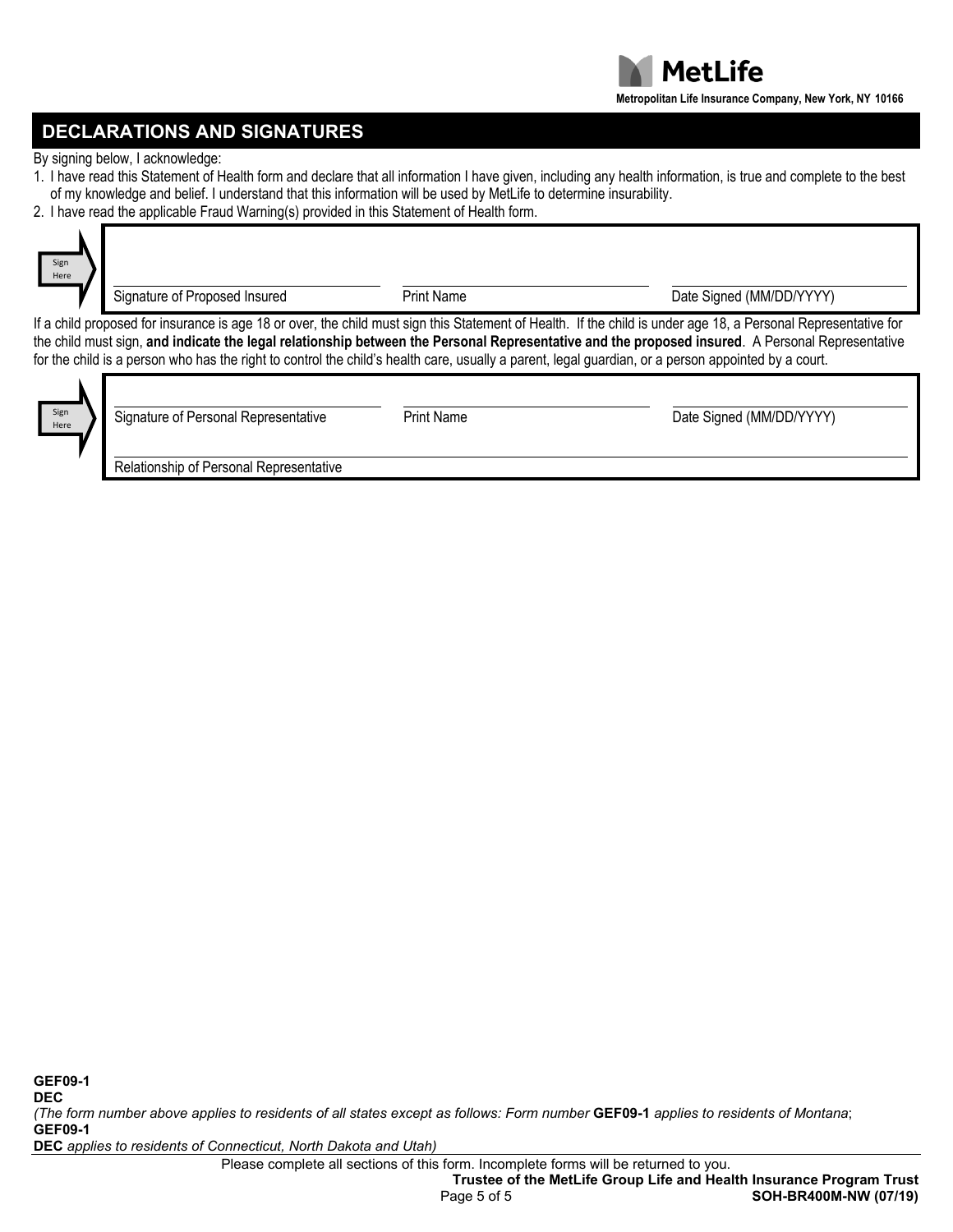## DECLARATIONS AND SIGNATURES

By signing below, I acknowledge:

1. I have read this Statement of Health form and declare that all information I have given, including any health information, is true and complete to the best of my knowledge and belief. I understand that this information will be used by MetLife to determine insurability.
2. I have read the applicable Fraud Warning(s) provided in this Statement of Health form.

Sign Here

| Signature of Proposed Insured | Print Name | Date Signed (MM/DD/YYYY) |
|---|---|---|
| | | |

If a child proposed for insurance is age 18 or over, the child must sign this Statement of Health. If the child is under age 18, a Personal Representative for the child must sign, **and indicate the legal relationship between the Personal Representative and the proposed insured**. A Personal Representative for the child is a person who has the right to control the child's health care, usually a parent, legal guardian, or a person appointed by a court.

Sign Here

| Signature of Personal Representative | Print Name | Date Signed (MM/DD/YYYY) |
|---|---|---|
| | | |

Relationship of Personal Representative

**GEF09-1**
**DEC**
*(The form number above applies to residents of all states except as follows: Form number* **GEF09-1** *applies to residents of Montana*;
**GEF09-1**
**DEC** *applies to residents of Connecticut, North Dakota and Utah)*

Please complete all sections of this form. Incomplete forms will be returned to you.

**Trustee of the MetLife Group Life and Health Insurance Program Trust**

**SOH-BR400M-NW (07/19)**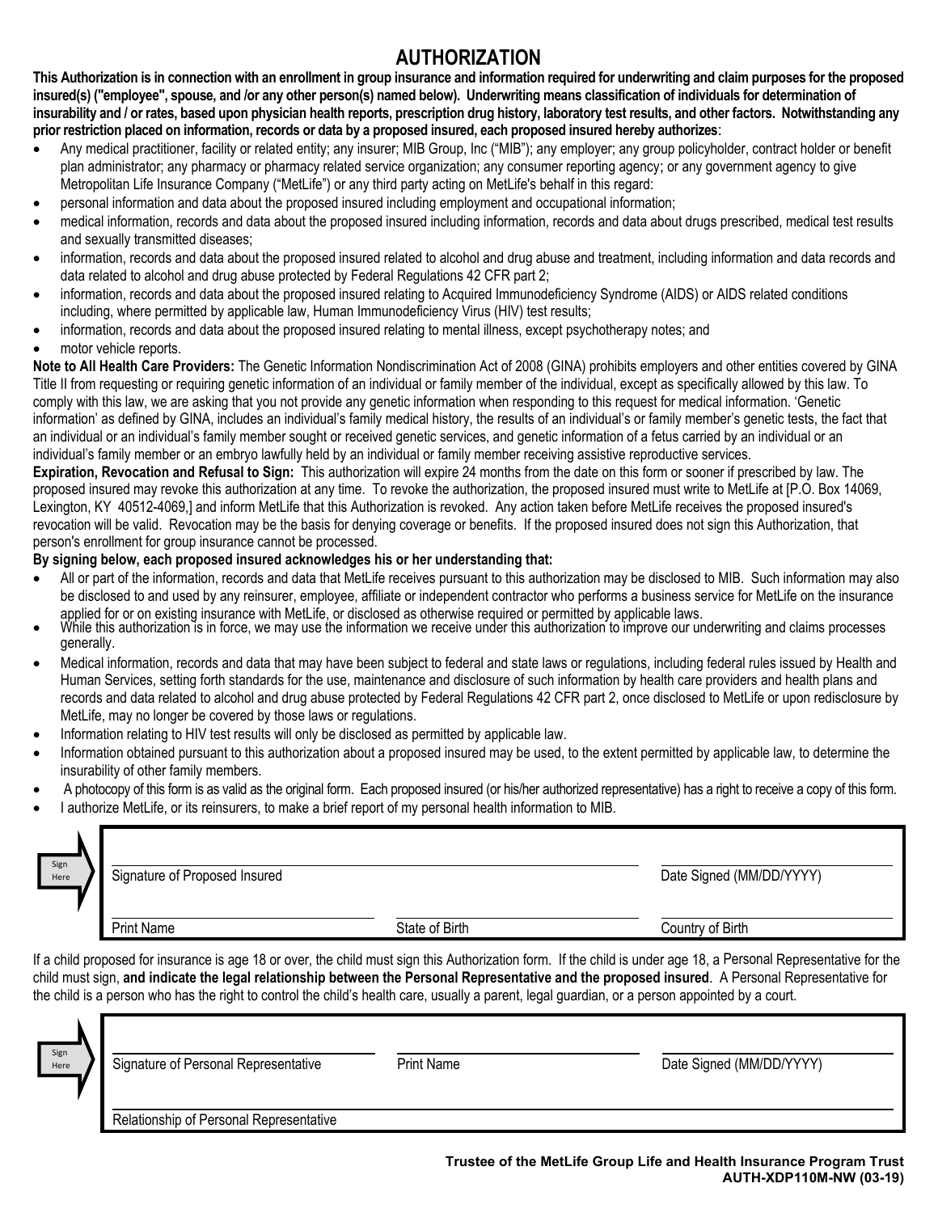# AUTHORIZATION

**This Authorization is in connection with an enrollment in group insurance and information required for underwriting and claim purposes for the proposed insured(s) ("employee", spouse, and /or any other person(s) named below). Underwriting means classification of individuals for determination of insurability and / or rates, based upon physician health reports, prescription drug history, laboratory test results, and other factors. Notwithstanding any prior restriction placed on information, records or data by a proposed insured, each proposed insured hereby authorizes**:

- Any medical practitioner, facility or related entity; any insurer; MIB Group, Inc ("MIB"); any employer; any group policyholder, contract holder or benefit plan administrator; any pharmacy or pharmacy related service organization; any consumer reporting agency; or any government agency to give Metropolitan Life Insurance Company ("MetLife") or any third party acting on MetLife's behalf in this regard:
- personal information and data about the proposed insured including employment and occupational information;
- medical information, records and data about the proposed insured including information, records and data about drugs prescribed, medical test results and sexually transmitted diseases;
- information, records and data about the proposed insured related to alcohol and drug abuse and treatment, including information and data records and data related to alcohol and drug abuse protected by Federal Regulations 42 CFR part 2;
- information, records and data about the proposed insured relating to Acquired Immunodeficiency Syndrome (AIDS) or AIDS related conditions including, where permitted by applicable law, Human Immunodeficiency Virus (HIV) test results;
- information, records and data about the proposed insured relating to mental illness, except psychotherapy notes; and
- motor vehicle reports.

**Note to All Health Care Providers:** The Genetic Information Nondiscrimination Act of 2008 (GINA) prohibits employers and other entities covered by GINA Title II from requesting or requiring genetic information of an individual or family member of the individual, except as specifically allowed by this law. To comply with this law, we are asking that you not provide any genetic information when responding to this request for medical information. 'Genetic information' as defined by GINA, includes an individual's family medical history, the results of an individual's or family member's genetic tests, the fact that an individual or an individual's family member sought or received genetic services, and genetic information of a fetus carried by an individual or an individual's family member or an embryo lawfully held by an individual or family member receiving assistive reproductive services.

**Expiration, Revocation and Refusal to Sign:** This authorization will expire 24 months from the date on this form or sooner if prescribed by law. The proposed insured may revoke this authorization at any time. To revoke the authorization, the proposed insured must write to MetLife at [P.O. Box 14069, Lexington, KY 40512-4069,] and inform MetLife that this Authorization is revoked. Any action taken before MetLife receives the proposed insured's revocation will be valid. Revocation may be the basis for denying coverage or benefits. If the proposed insured does not sign this Authorization, that person's enrollment for group insurance cannot be processed.

**By signing below, each proposed insured acknowledges his or her understanding that:**

- All or part of the information, records and data that MetLife receives pursuant to this authorization may be disclosed to MIB. Such information may also be disclosed to and used by any reinsurer, employee, affiliate or independent contractor who performs a business service for MetLife on the insurance applied for or on existing insurance with MetLife, or disclosed as otherwise required or permitted by applicable laws.
- While this authorization is in force, we may use the information we receive under this authorization to improve our underwriting and claims processes generally.
- Medical information, records and data that may have been subject to federal and state laws or regulations, including federal rules issued by Health and Human Services, setting forth standards for the use, maintenance and disclosure of such information by health care providers and health plans and records and data related to alcohol and drug abuse protected by Federal Regulations 42 CFR part 2, once disclosed to MetLife or upon redisclosure by MetLife, may no longer be covered by those laws or regulations.
- Information relating to HIV test results will only be disclosed as permitted by applicable law.
- Information obtained pursuant to this authorization about a proposed insured may be used, to the extent permitted by applicable law, to determine the insurability of other family members.
- A photocopy of this form is as valid as the original form. Each proposed insured (or his/her authorized representative) has a right to receive a copy of this form.
- I authorize MetLife, or its reinsurers, to make a brief report of my personal health information to MIB.

Sign Here

Signature of Proposed Insured ______________________ Date Signed (MM/DD/YYYY) ______________________

Print Name ______________________ State of Birth ______________________ Country of Birth ______________________

If a child proposed for insurance is age 18 or over, the child must sign this Authorization form. If the child is under age 18, a Personal Representative for the child must sign, **and indicate the legal relationship between the Personal Representative and the proposed insured**. A Personal Representative for the child is a person who has the right to control the child's health care, usually a parent, legal guardian, or a person appointed by a court.

Sign Here

Signature of Personal Representative ______________________ Print Name ______________________ Date Signed (MM/DD/YYYY) ______________________

Relationship of Personal Representative ______________________

**Trustee of the MetLife Group Life and Health Insurance Program Trust**
**AUTH-XDP110M-NW (03-19)**